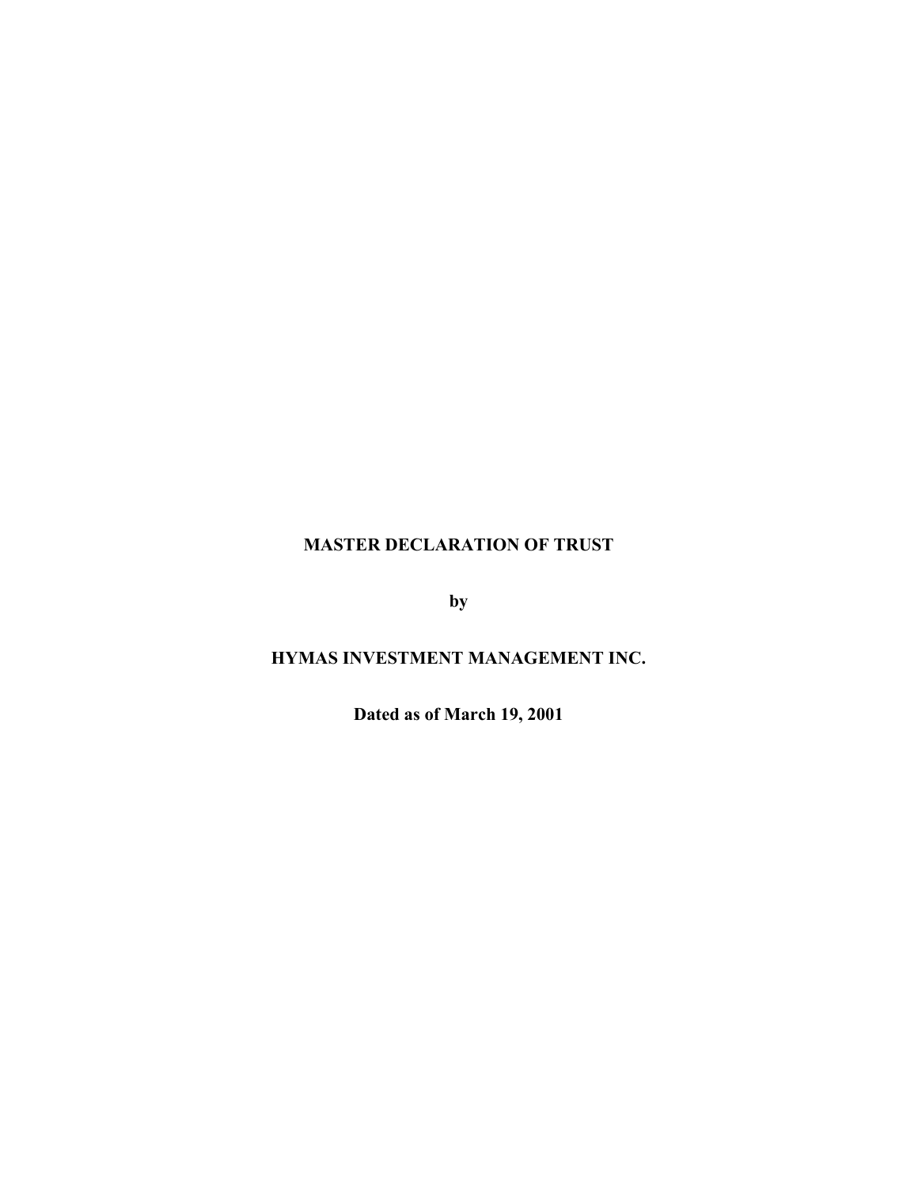# MASTER DECLARATION OF TRUST

**by**

**HYMAS INVESTMENT MANAGEMENT INC.**

**Dated as of March 19, 2001**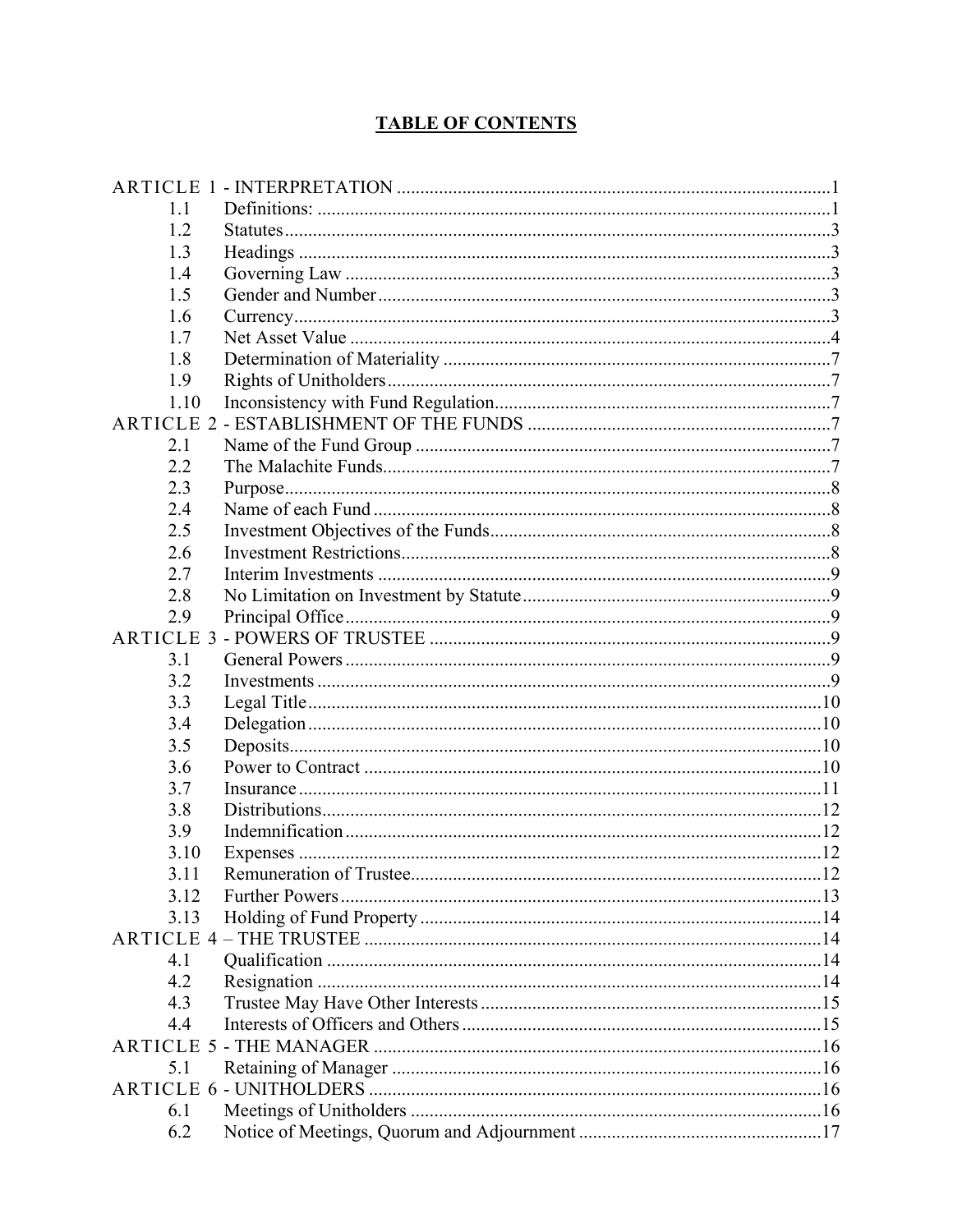## TABLE OF CONTENTS

| | | |
|---|---|---|
| ARTICLE 1 - INTERPRETATION | | 1 |
| 1.1 | Definitions: | 1 |
| 1.2 | Statutes | 3 |
| 1.3 | Headings | 3 |
| 1.4 | Governing Law | 3 |
| 1.5 | Gender and Number | 3 |
| 1.6 | Currency | 3 |
| 1.7 | Net Asset Value | 4 |
| 1.8 | Determination of Materiality | 7 |
| 1.9 | Rights of Unitholders | 7 |
| 1.10 | Inconsistency with Fund Regulation | 7 |
| ARTICLE 2 - ESTABLISHMENT OF THE FUNDS | | 7 |
| 2.1 | Name of the Fund Group | 7 |
| 2.2 | The Malachite Funds | 7 |
| 2.3 | Purpose | 8 |
| 2.4 | Name of each Fund | 8 |
| 2.5 | Investment Objectives of the Funds | 8 |
| 2.6 | Investment Restrictions | 8 |
| 2.7 | Interim Investments | 9 |
| 2.8 | No Limitation on Investment by Statute | 9 |
| 2.9 | Principal Office | 9 |
| ARTICLE 3 - POWERS OF TRUSTEE | | 9 |
| 3.1 | General Powers | 9 |
| 3.2 | Investments | 9 |
| 3.3 | Legal Title | 10 |
| 3.4 | Delegation | 10 |
| 3.5 | Deposits | 10 |
| 3.6 | Power to Contract | 10 |
| 3.7 | Insurance | 11 |
| 3.8 | Distributions | 12 |
| 3.9 | Indemnification | 12 |
| 3.10 | Expenses | 12 |
| 3.11 | Remuneration of Trustee | 12 |
| 3.12 | Further Powers | 13 |
| 3.13 | Holding of Fund Property | 14 |
| ARTICLE 4 – THE TRUSTEE | | 14 |
| 4.1 | Qualification | 14 |
| 4.2 | Resignation | 14 |
| 4.3 | Trustee May Have Other Interests | 15 |
| 4.4 | Interests of Officers and Others | 15 |
| ARTICLE 5 - THE MANAGER | | 16 |
| 5.1 | Retaining of Manager | 16 |
| ARTICLE 6 - UNITHOLDERS | | 16 |
| 6.1 | Meetings of Unitholders | 16 |
| 6.2 | Notice of Meetings, Quorum and Adjournment | 17 |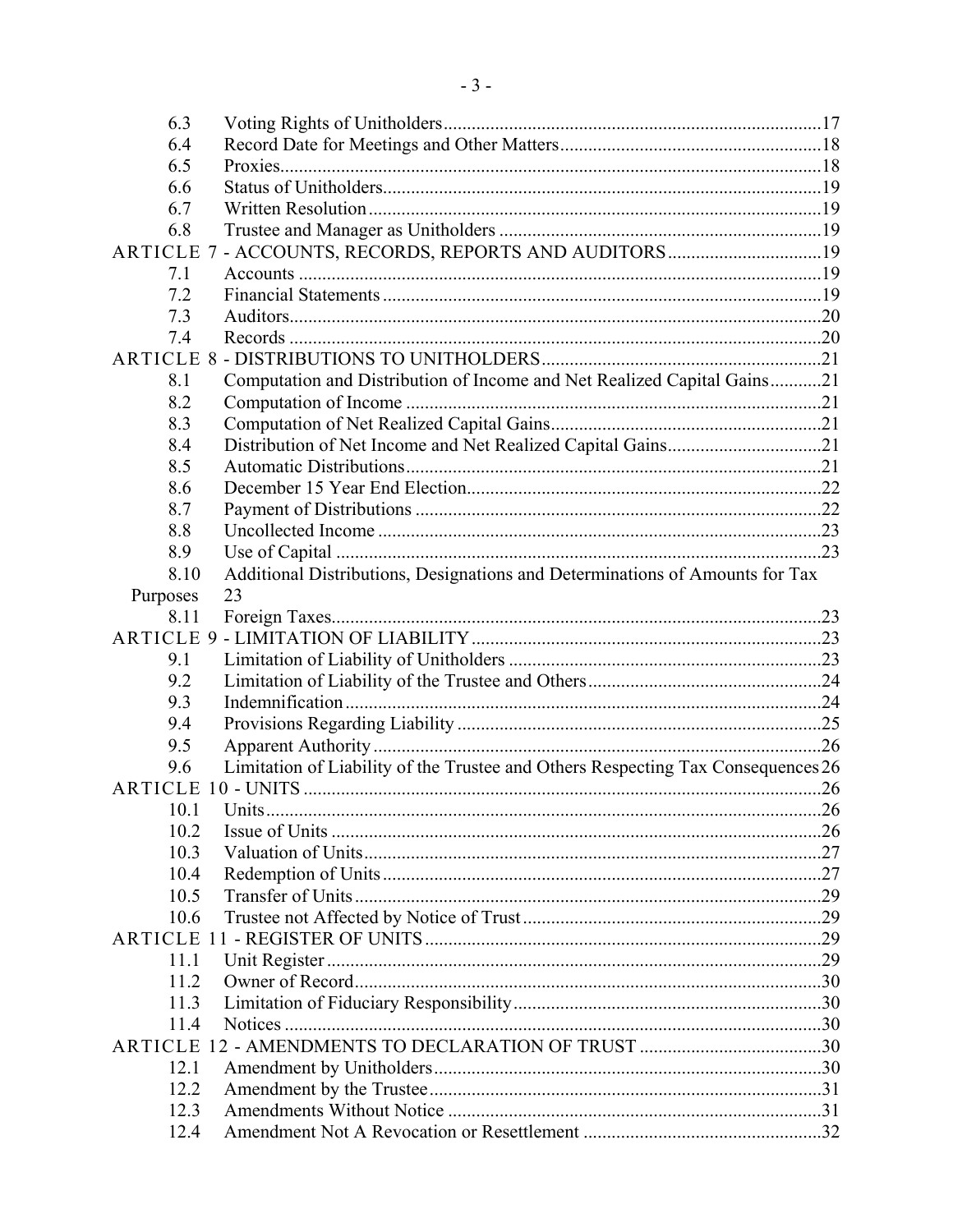| | | |
|---|---|---|
| 6.3 | Voting Rights of Unitholders | 17 |
| 6.4 | Record Date for Meetings and Other Matters | 18 |
| 6.5 | Proxies | 18 |
| 6.6 | Status of Unitholders | 19 |
| 6.7 | Written Resolution | 19 |
| 6.8 | Trustee and Manager as Unitholders | 19 |
| ARTICLE 7 - ACCOUNTS, RECORDS, REPORTS AND AUDITORS | | 19 |
| 7.1 | Accounts | 19 |
| 7.2 | Financial Statements | 19 |
| 7.3 | Auditors | 20 |
| 7.4 | Records | 20 |
| ARTICLE 8 - DISTRIBUTIONS TO UNITHOLDERS | | 21 |
| 8.1 | Computation and Distribution of Income and Net Realized Capital Gains | 21 |
| 8.2 | Computation of Income | 21 |
| 8.3 | Computation of Net Realized Capital Gains | 21 |
| 8.4 | Distribution of Net Income and Net Realized Capital Gains | 21 |
| 8.5 | Automatic Distributions | 21 |
| 8.6 | December 15 Year End Election | 22 |
| 8.7 | Payment of Distributions | 22 |
| 8.8 | Uncollected Income | 23 |
| 8.9 | Use of Capital | 23 |
| 8.10 | Additional Distributions, Designations and Determinations of Amounts for Tax Purposes | 23 |
| 8.11 | Foreign Taxes | 23 |
| ARTICLE 9 - LIMITATION OF LIABILITY | | 23 |
| 9.1 | Limitation of Liability of Unitholders | 23 |
| 9.2 | Limitation of Liability of the Trustee and Others | 24 |
| 9.3 | Indemnification | 24 |
| 9.4 | Provisions Regarding Liability | 25 |
| 9.5 | Apparent Authority | 26 |
| 9.6 | Limitation of Liability of the Trustee and Others Respecting Tax Consequences | 26 |
| ARTICLE 10 - UNITS | | 26 |
| 10.1 | Units | 26 |
| 10.2 | Issue of Units | 26 |
| 10.3 | Valuation of Units | 27 |
| 10.4 | Redemption of Units | 27 |
| 10.5 | Transfer of Units | 29 |
| 10.6 | Trustee not Affected by Notice of Trust | 29 |
| ARTICLE 11 - REGISTER OF UNITS | | 29 |
| 11.1 | Unit Register | 29 |
| 11.2 | Owner of Record | 30 |
| 11.3 | Limitation of Fiduciary Responsibility | 30 |
| 11.4 | Notices | 30 |
| ARTICLE 12 - AMENDMENTS TO DECLARATION OF TRUST | | 30 |
| 12.1 | Amendment by Unitholders | 30 |
| 12.2 | Amendment by the Trustee | 31 |
| 12.3 | Amendments Without Notice | 31 |
| 12.4 | Amendment Not A Revocation or Resettlement | 32 |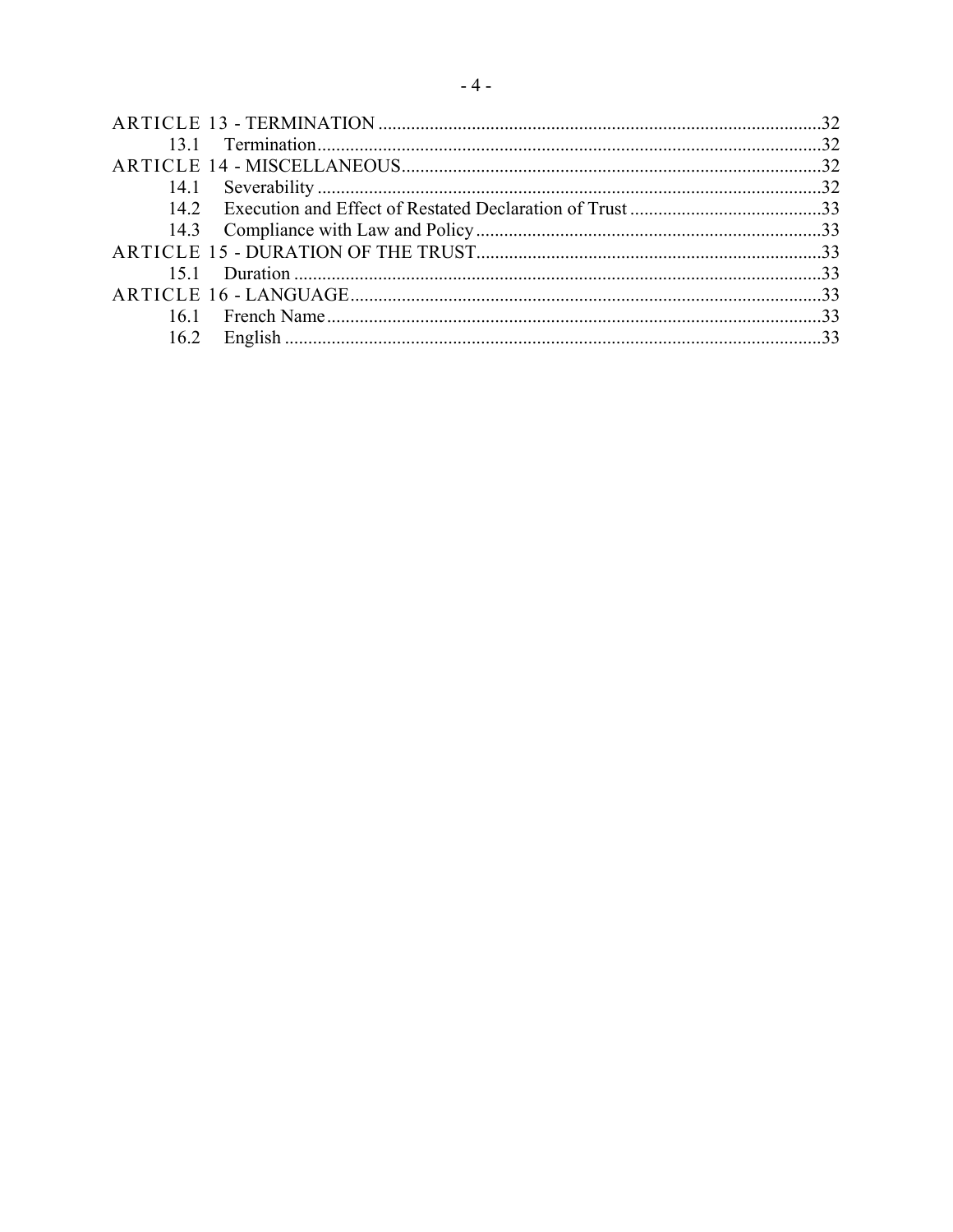| | | |
|---|---|---|
| ARTICLE 13 - TERMINATION | | 32 |
| 13.1 | Termination | 32 |
| ARTICLE 14 - MISCELLANEOUS | | 32 |
| 14.1 | Severability | 32 |
| 14.2 | Execution and Effect of Restated Declaration of Trust | 33 |
| 14.3 | Compliance with Law and Policy | 33 |
| ARTICLE 15 - DURATION OF THE TRUST | | 33 |
| 15.1 | Duration | 33 |
| ARTICLE 16 - LANGUAGE | | 33 |
| 16.1 | French Name | 33 |
| 16.2 | English | 33 |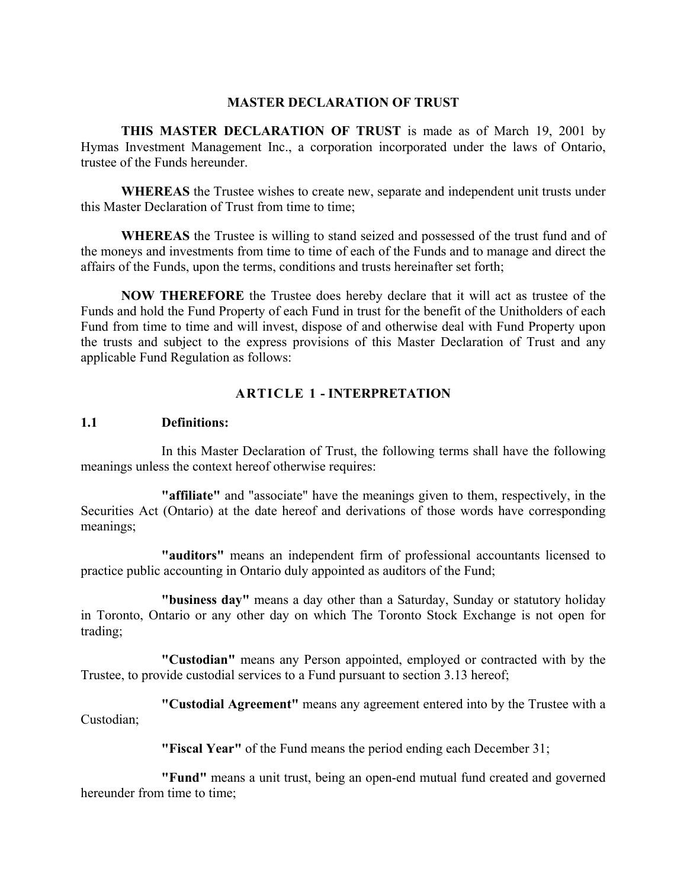## MASTER DECLARATION OF TRUST

**THIS MASTER DECLARATION OF TRUST** is made as of March 19, 2001 by Hymas Investment Management Inc., a corporation incorporated under the laws of Ontario, trustee of the Funds hereunder.

**WHEREAS** the Trustee wishes to create new, separate and independent unit trusts under this Master Declaration of Trust from time to time;

**WHEREAS** the Trustee is willing to stand seized and possessed of the trust fund and of the moneys and investments from time to time of each of the Funds and to manage and direct the affairs of the Funds, upon the terms, conditions and trusts hereinafter set forth;

**NOW THEREFORE** the Trustee does hereby declare that it will act as trustee of the Funds and hold the Fund Property of each Fund in trust for the benefit of the Unitholders of each Fund from time to time and will invest, dispose of and otherwise deal with Fund Property upon the trusts and subject to the express provisions of this Master Declaration of Trust and any applicable Fund Regulation as follows:

### ARTICLE 1 - INTERPRETATION

**1.1 Definitions:**

In this Master Declaration of Trust, the following terms shall have the following meanings unless the context hereof otherwise requires:

**"affiliate"** and "associate" have the meanings given to them, respectively, in the Securities Act (Ontario) at the date hereof and derivations of those words have corresponding meanings;

**"auditors"** means an independent firm of professional accountants licensed to practice public accounting in Ontario duly appointed as auditors of the Fund;

**"business day"** means a day other than a Saturday, Sunday or statutory holiday in Toronto, Ontario or any other day on which The Toronto Stock Exchange is not open for trading;

**"Custodian"** means any Person appointed, employed or contracted with by the Trustee, to provide custodial services to a Fund pursuant to section 3.13 hereof;

**"Custodial Agreement"** means any agreement entered into by the Trustee with a Custodian;

**"Fiscal Year"** of the Fund means the period ending each December 31;

**"Fund"** means a unit trust, being an open-end mutual fund created and governed hereunder from time to time;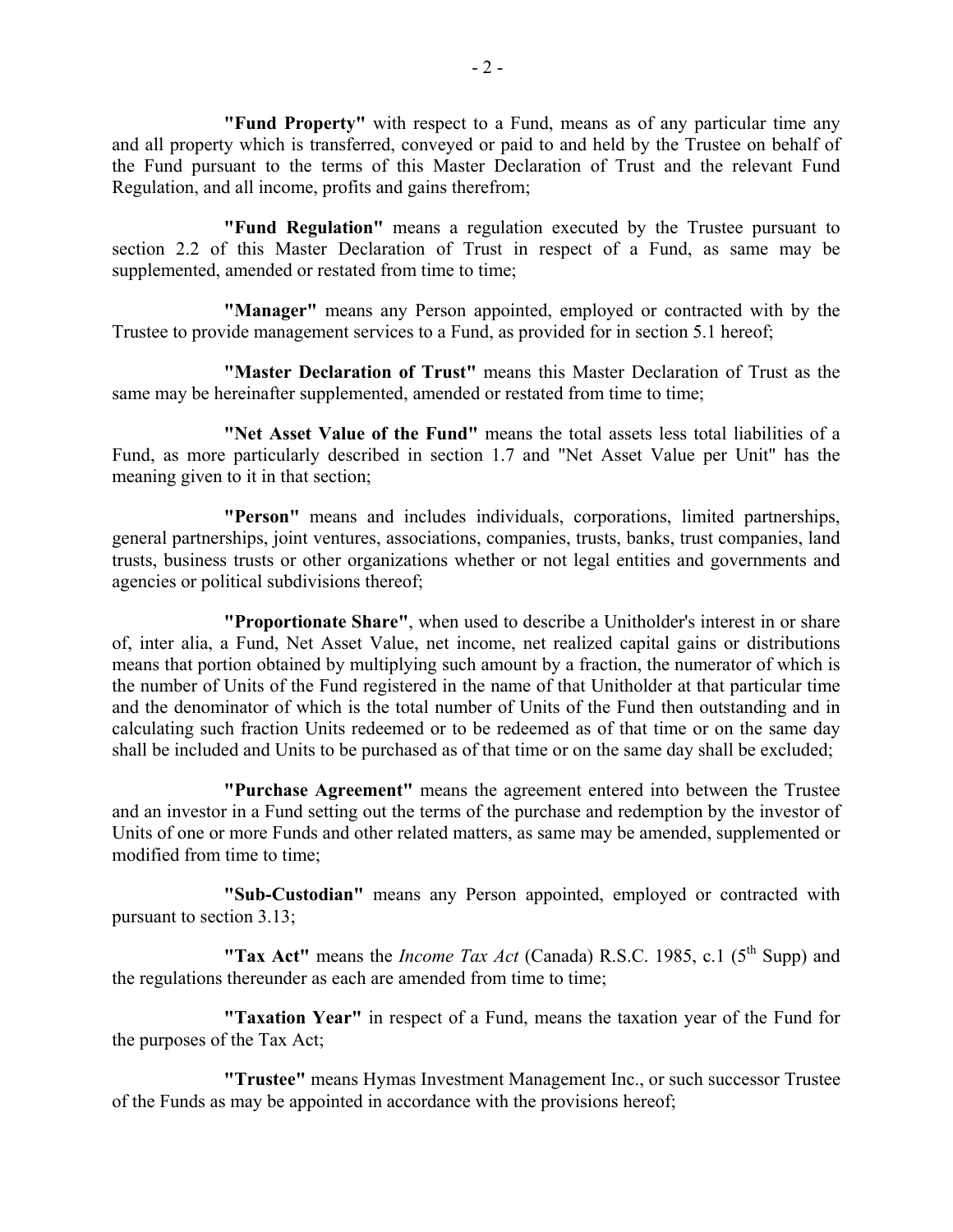**"Fund Property"** with respect to a Fund, means as of any particular time any and all property which is transferred, conveyed or paid to and held by the Trustee on behalf of the Fund pursuant to the terms of this Master Declaration of Trust and the relevant Fund Regulation, and all income, profits and gains therefrom;

**"Fund Regulation"** means a regulation executed by the Trustee pursuant to section 2.2 of this Master Declaration of Trust in respect of a Fund, as same may be supplemented, amended or restated from time to time;

**"Manager"** means any Person appointed, employed or contracted with by the Trustee to provide management services to a Fund, as provided for in section 5.1 hereof;

**"Master Declaration of Trust"** means this Master Declaration of Trust as the same may be hereinafter supplemented, amended or restated from time to time;

**"Net Asset Value of the Fund"** means the total assets less total liabilities of a Fund, as more particularly described in section 1.7 and "Net Asset Value per Unit" has the meaning given to it in that section;

**"Person"** means and includes individuals, corporations, limited partnerships, general partnerships, joint ventures, associations, companies, trusts, banks, trust companies, land trusts, business trusts or other organizations whether or not legal entities and governments and agencies or political subdivisions thereof;

**"Proportionate Share"**, when used to describe a Unitholder's interest in or share of, inter alia, a Fund, Net Asset Value, net income, net realized capital gains or distributions means that portion obtained by multiplying such amount by a fraction, the numerator of which is the number of Units of the Fund registered in the name of that Unitholder at that particular time and the denominator of which is the total number of Units of the Fund then outstanding and in calculating such fraction Units redeemed or to be redeemed as of that time or on the same day shall be included and Units to be purchased as of that time or on the same day shall be excluded;

**"Purchase Agreement"** means the agreement entered into between the Trustee and an investor in a Fund setting out the terms of the purchase and redemption by the investor of Units of one or more Funds and other related matters, as same may be amended, supplemented or modified from time to time;

**"Sub-Custodian"** means any Person appointed, employed or contracted with pursuant to section 3.13;

**"Tax Act"** means the *Income Tax Act* (Canada) R.S.C. 1985, c.1 (5th Supp) and the regulations thereunder as each are amended from time to time;

**"Taxation Year"** in respect of a Fund, means the taxation year of the Fund for the purposes of the Tax Act;

**"Trustee"** means Hymas Investment Management Inc., or such successor Trustee of the Funds as may be appointed in accordance with the provisions hereof;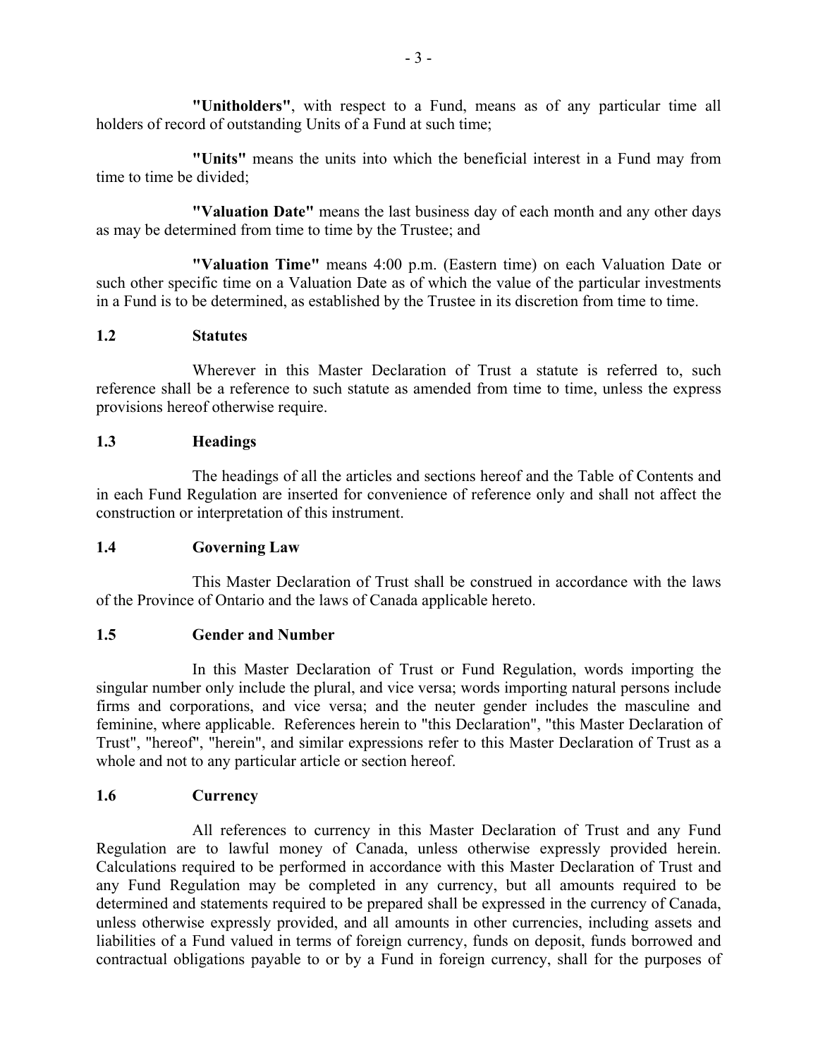**"Unitholders"**, with respect to a Fund, means as of any particular time all holders of record of outstanding Units of a Fund at such time;

**"Units"** means the units into which the beneficial interest in a Fund may from time to time be divided;

**"Valuation Date"** means the last business day of each month and any other days as may be determined from time to time by the Trustee; and

**"Valuation Time"** means 4:00 p.m. (Eastern time) on each Valuation Date or such other specific time on a Valuation Date as of which the value of the particular investments in a Fund is to be determined, as established by the Trustee in its discretion from time to time.

### 1.2 Statutes

Wherever in this Master Declaration of Trust a statute is referred to, such reference shall be a reference to such statute as amended from time to time, unless the express provisions hereof otherwise require.

### 1.3 Headings

The headings of all the articles and sections hereof and the Table of Contents and in each Fund Regulation are inserted for convenience of reference only and shall not affect the construction or interpretation of this instrument.

### 1.4 Governing Law

This Master Declaration of Trust shall be construed in accordance with the laws of the Province of Ontario and the laws of Canada applicable hereto.

### 1.5 Gender and Number

In this Master Declaration of Trust or Fund Regulation, words importing the singular number only include the plural, and vice versa; words importing natural persons include firms and corporations, and vice versa; and the neuter gender includes the masculine and feminine, where applicable. References herein to "this Declaration", "this Master Declaration of Trust", "hereof", "herein", and similar expressions refer to this Master Declaration of Trust as a whole and not to any particular article or section hereof.

### 1.6 Currency

All references to currency in this Master Declaration of Trust and any Fund Regulation are to lawful money of Canada, unless otherwise expressly provided herein. Calculations required to be performed in accordance with this Master Declaration of Trust and any Fund Regulation may be completed in any currency, but all amounts required to be determined and statements required to be prepared shall be expressed in the currency of Canada, unless otherwise expressly provided, and all amounts in other currencies, including assets and liabilities of a Fund valued in terms of foreign currency, funds on deposit, funds borrowed and contractual obligations payable to or by a Fund in foreign currency, shall for the purposes of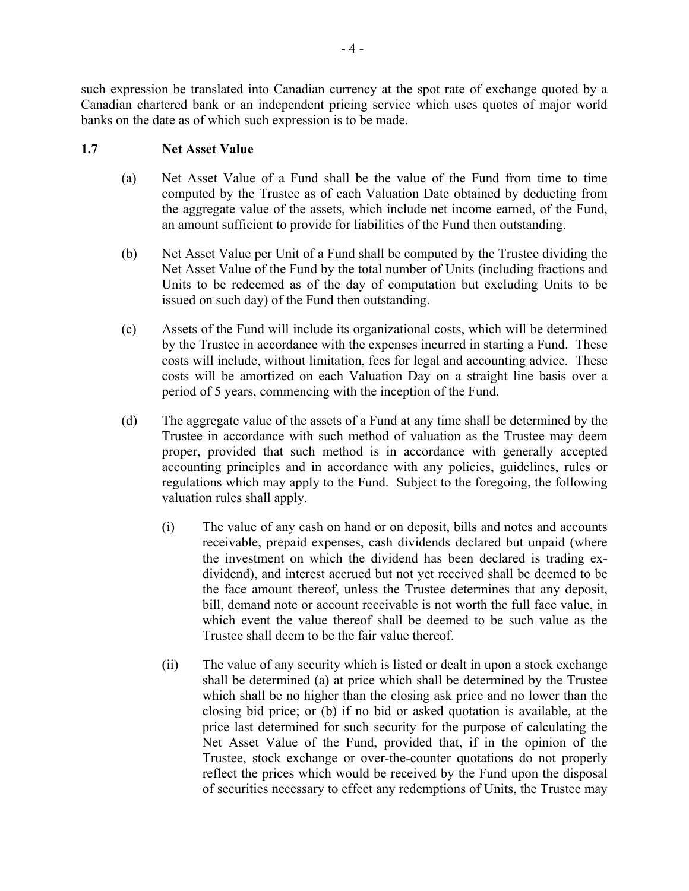such expression be translated into Canadian currency at the spot rate of exchange quoted by a Canadian chartered bank or an independent pricing service which uses quotes of major world banks on the date as of which such expression is to be made.

### 1.7 Net Asset Value

(a) Net Asset Value of a Fund shall be the value of the Fund from time to time computed by the Trustee as of each Valuation Date obtained by deducting from the aggregate value of the assets, which include net income earned, of the Fund, an amount sufficient to provide for liabilities of the Fund then outstanding.

(b) Net Asset Value per Unit of a Fund shall be computed by the Trustee dividing the Net Asset Value of the Fund by the total number of Units (including fractions and Units to be redeemed as of the day of computation but excluding Units to be issued on such day) of the Fund then outstanding.

(c) Assets of the Fund will include its organizational costs, which will be determined by the Trustee in accordance with the expenses incurred in starting a Fund. These costs will include, without limitation, fees for legal and accounting advice. These costs will be amortized on each Valuation Day on a straight line basis over a period of 5 years, commencing with the inception of the Fund.

(d) The aggregate value of the assets of a Fund at any time shall be determined by the Trustee in accordance with such method of valuation as the Trustee may deem proper, provided that such method is in accordance with generally accepted accounting principles and in accordance with any policies, guidelines, rules or regulations which may apply to the Fund. Subject to the foregoing, the following valuation rules shall apply.

(i) The value of any cash on hand or on deposit, bills and notes and accounts receivable, prepaid expenses, cash dividends declared but unpaid (where the investment on which the dividend has been declared is trading ex-dividend), and interest accrued but not yet received shall be deemed to be the face amount thereof, unless the Trustee determines that any deposit, bill, demand note or account receivable is not worth the full face value, in which event the value thereof shall be deemed to be such value as the Trustee shall deem to be the fair value thereof.

(ii) The value of any security which is listed or dealt in upon a stock exchange shall be determined (a) at price which shall be determined by the Trustee which shall be no higher than the closing ask price and no lower than the closing bid price; or (b) if no bid or asked quotation is available, at the price last determined for such security for the purpose of calculating the Net Asset Value of the Fund, provided that, if in the opinion of the Trustee, stock exchange or over-the-counter quotations do not properly reflect the prices which would be received by the Fund upon the disposal of securities necessary to effect any redemptions of Units, the Trustee may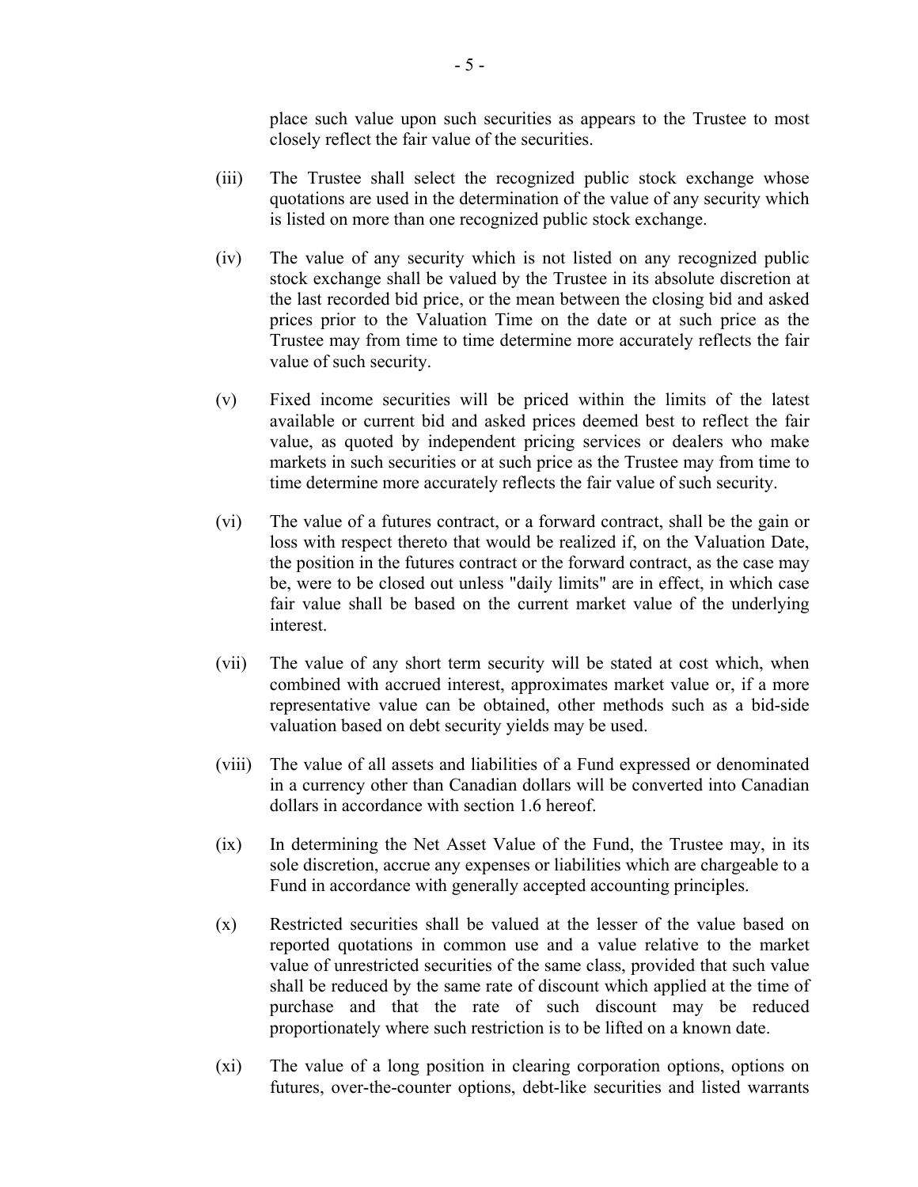place such value upon such securities as appears to the Trustee to most closely reflect the fair value of the securities.

(iii) The Trustee shall select the recognized public stock exchange whose quotations are used in the determination of the value of any security which is listed on more than one recognized public stock exchange.

(iv) The value of any security which is not listed on any recognized public stock exchange shall be valued by the Trustee in its absolute discretion at the last recorded bid price, or the mean between the closing bid and asked prices prior to the Valuation Time on the date or at such price as the Trustee may from time to time determine more accurately reflects the fair value of such security.

(v) Fixed income securities will be priced within the limits of the latest available or current bid and asked prices deemed best to reflect the fair value, as quoted by independent pricing services or dealers who make markets in such securities or at such price as the Trustee may from time to time determine more accurately reflects the fair value of such security.

(vi) The value of a futures contract, or a forward contract, shall be the gain or loss with respect thereto that would be realized if, on the Valuation Date, the position in the futures contract or the forward contract, as the case may be, were to be closed out unless "daily limits" are in effect, in which case fair value shall be based on the current market value of the underlying interest.

(vii) The value of any short term security will be stated at cost which, when combined with accrued interest, approximates market value or, if a more representative value can be obtained, other methods such as a bid-side valuation based on debt security yields may be used.

(viii) The value of all assets and liabilities of a Fund expressed or denominated in a currency other than Canadian dollars will be converted into Canadian dollars in accordance with section 1.6 hereof.

(ix) In determining the Net Asset Value of the Fund, the Trustee may, in its sole discretion, accrue any expenses or liabilities which are chargeable to a Fund in accordance with generally accepted accounting principles.

(x) Restricted securities shall be valued at the lesser of the value based on reported quotations in common use and a value relative to the market value of unrestricted securities of the same class, provided that such value shall be reduced by the same rate of discount which applied at the time of purchase and that the rate of such discount may be reduced proportionately where such restriction is to be lifted on a known date.

(xi) The value of a long position in clearing corporation options, options on futures, over-the-counter options, debt-like securities and listed warrants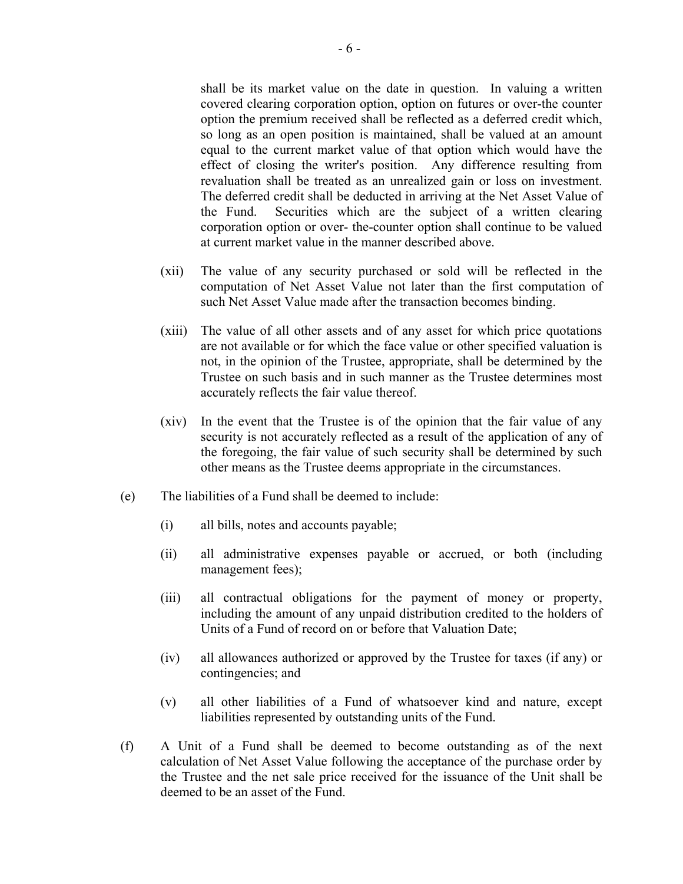shall be its market value on the date in question. In valuing a written covered clearing corporation option, option on futures or over-the counter option the premium received shall be reflected as a deferred credit which, so long as an open position is maintained, shall be valued at an amount equal to the current market value of that option which would have the effect of closing the writer's position. Any difference resulting from revaluation shall be treated as an unrealized gain or loss on investment. The deferred credit shall be deducted in arriving at the Net Asset Value of the Fund. Securities which are the subject of a written clearing corporation option or over- the-counter option shall continue to be valued at current market value in the manner described above.

(xii) The value of any security purchased or sold will be reflected in the computation of Net Asset Value not later than the first computation of such Net Asset Value made after the transaction becomes binding.

(xiii) The value of all other assets and of any asset for which price quotations are not available or for which the face value or other specified valuation is not, in the opinion of the Trustee, appropriate, shall be determined by the Trustee on such basis and in such manner as the Trustee determines most accurately reflects the fair value thereof.

(xiv) In the event that the Trustee is of the opinion that the fair value of any security is not accurately reflected as a result of the application of any of the foregoing, the fair value of such security shall be determined by such other means as the Trustee deems appropriate in the circumstances.

(e) The liabilities of a Fund shall be deemed to include:

(i) all bills, notes and accounts payable;

(ii) all administrative expenses payable or accrued, or both (including management fees);

(iii) all contractual obligations for the payment of money or property, including the amount of any unpaid distribution credited to the holders of Units of a Fund of record on or before that Valuation Date;

(iv) all allowances authorized or approved by the Trustee for taxes (if any) or contingencies; and

(v) all other liabilities of a Fund of whatsoever kind and nature, except liabilities represented by outstanding units of the Fund.

(f) A Unit of a Fund shall be deemed to become outstanding as of the next calculation of Net Asset Value following the acceptance of the purchase order by the Trustee and the net sale price received for the issuance of the Unit shall be deemed to be an asset of the Fund.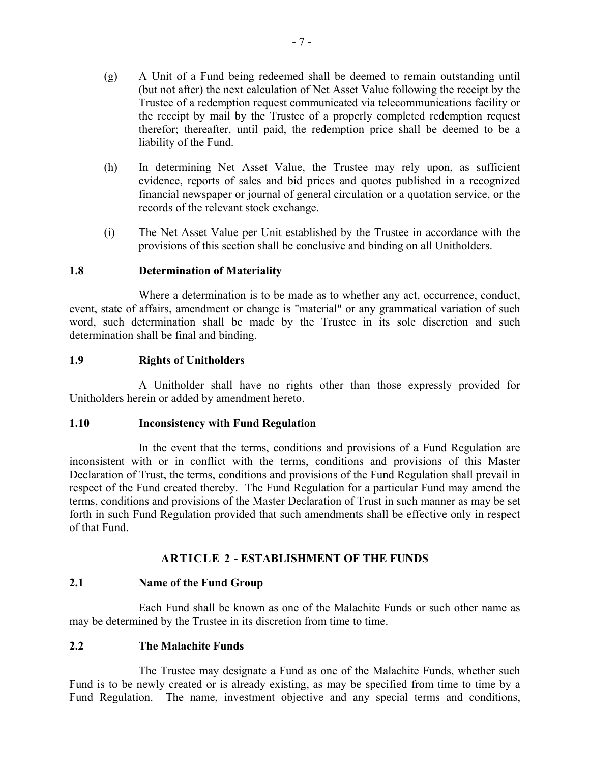(g) A Unit of a Fund being redeemed shall be deemed to remain outstanding until (but not after) the next calculation of Net Asset Value following the receipt by the Trustee of a redemption request communicated via telecommunications facility or the receipt by mail by the Trustee of a properly completed redemption request therefor; thereafter, until paid, the redemption price shall be deemed to be a liability of the Fund.

(h) In determining Net Asset Value, the Trustee may rely upon, as sufficient evidence, reports of sales and bid prices and quotes published in a recognized financial newspaper or journal of general circulation or a quotation service, or the records of the relevant stock exchange.

(i) The Net Asset Value per Unit established by the Trustee in accordance with the provisions of this section shall be conclusive and binding on all Unitholders.

### 1.8 Determination of Materiality

Where a determination is to be made as to whether any act, occurrence, conduct, event, state of affairs, amendment or change is "material" or any grammatical variation of such word, such determination shall be made by the Trustee in its sole discretion and such determination shall be final and binding.

### 1.9 Rights of Unitholders

A Unitholder shall have no rights other than those expressly provided for Unitholders herein or added by amendment hereto.

### 1.10 Inconsistency with Fund Regulation

In the event that the terms, conditions and provisions of a Fund Regulation are inconsistent with or in conflict with the terms, conditions and provisions of this Master Declaration of Trust, the terms, conditions and provisions of the Fund Regulation shall prevail in respect of the Fund created thereby. The Fund Regulation for a particular Fund may amend the terms, conditions and provisions of the Master Declaration of Trust in such manner as may be set forth in such Fund Regulation provided that such amendments shall be effective only in respect of that Fund.

## ARTICLE 2 - ESTABLISHMENT OF THE FUNDS

### 2.1 Name of the Fund Group

Each Fund shall be known as one of the Malachite Funds or such other name as may be determined by the Trustee in its discretion from time to time.

### 2.2 The Malachite Funds

The Trustee may designate a Fund as one of the Malachite Funds, whether such Fund is to be newly created or is already existing, as may be specified from time to time by a Fund Regulation. The name, investment objective and any special terms and conditions,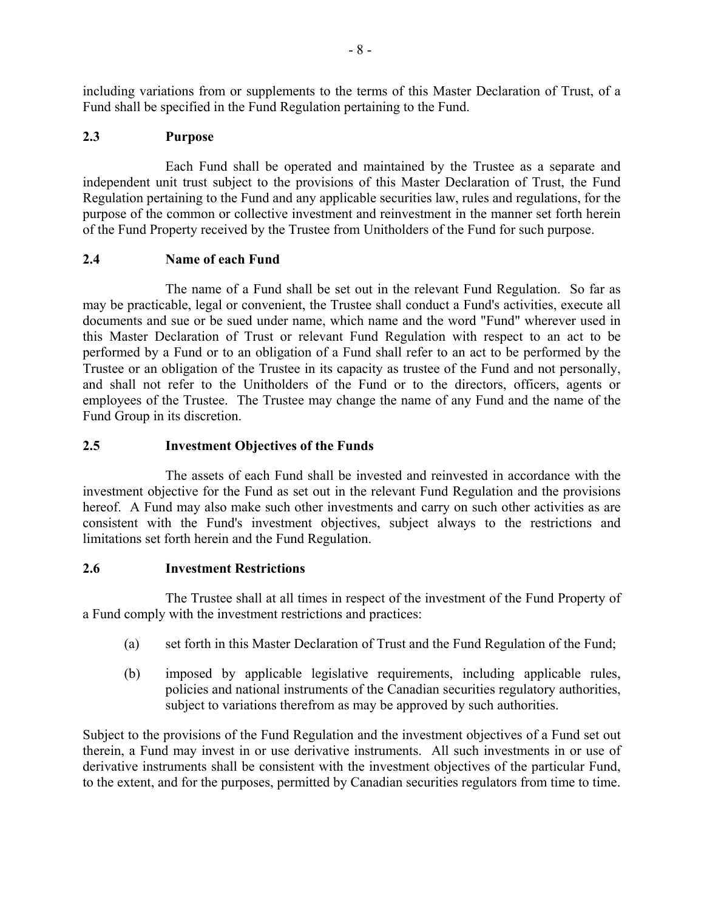including variations from or supplements to the terms of this Master Declaration of Trust, of a Fund shall be specified in the Fund Regulation pertaining to the Fund.

### 2.3 Purpose

Each Fund shall be operated and maintained by the Trustee as a separate and independent unit trust subject to the provisions of this Master Declaration of Trust, the Fund Regulation pertaining to the Fund and any applicable securities law, rules and regulations, for the purpose of the common or collective investment and reinvestment in the manner set forth herein of the Fund Property received by the Trustee from Unitholders of the Fund for such purpose.

### 2.4 Name of each Fund

The name of a Fund shall be set out in the relevant Fund Regulation. So far as may be practicable, legal or convenient, the Trustee shall conduct a Fund's activities, execute all documents and sue or be sued under name, which name and the word "Fund" wherever used in this Master Declaration of Trust or relevant Fund Regulation with respect to an act to be performed by a Fund or to an obligation of a Fund shall refer to an act to be performed by the Trustee or an obligation of the Trustee in its capacity as trustee of the Fund and not personally, and shall not refer to the Unitholders of the Fund or to the directors, officers, agents or employees of the Trustee. The Trustee may change the name of any Fund and the name of the Fund Group in its discretion.

### 2.5 Investment Objectives of the Funds

The assets of each Fund shall be invested and reinvested in accordance with the investment objective for the Fund as set out in the relevant Fund Regulation and the provisions hereof. A Fund may also make such other investments and carry on such other activities as are consistent with the Fund's investment objectives, subject always to the restrictions and limitations set forth herein and the Fund Regulation.

### 2.6 Investment Restrictions

The Trustee shall at all times in respect of the investment of the Fund Property of a Fund comply with the investment restrictions and practices:

(a) set forth in this Master Declaration of Trust and the Fund Regulation of the Fund;

(b) imposed by applicable legislative requirements, including applicable rules, policies and national instruments of the Canadian securities regulatory authorities, subject to variations therefrom as may be approved by such authorities.

Subject to the provisions of the Fund Regulation and the investment objectives of a Fund set out therein, a Fund may invest in or use derivative instruments. All such investments in or use of derivative instruments shall be consistent with the investment objectives of the particular Fund, to the extent, and for the purposes, permitted by Canadian securities regulators from time to time.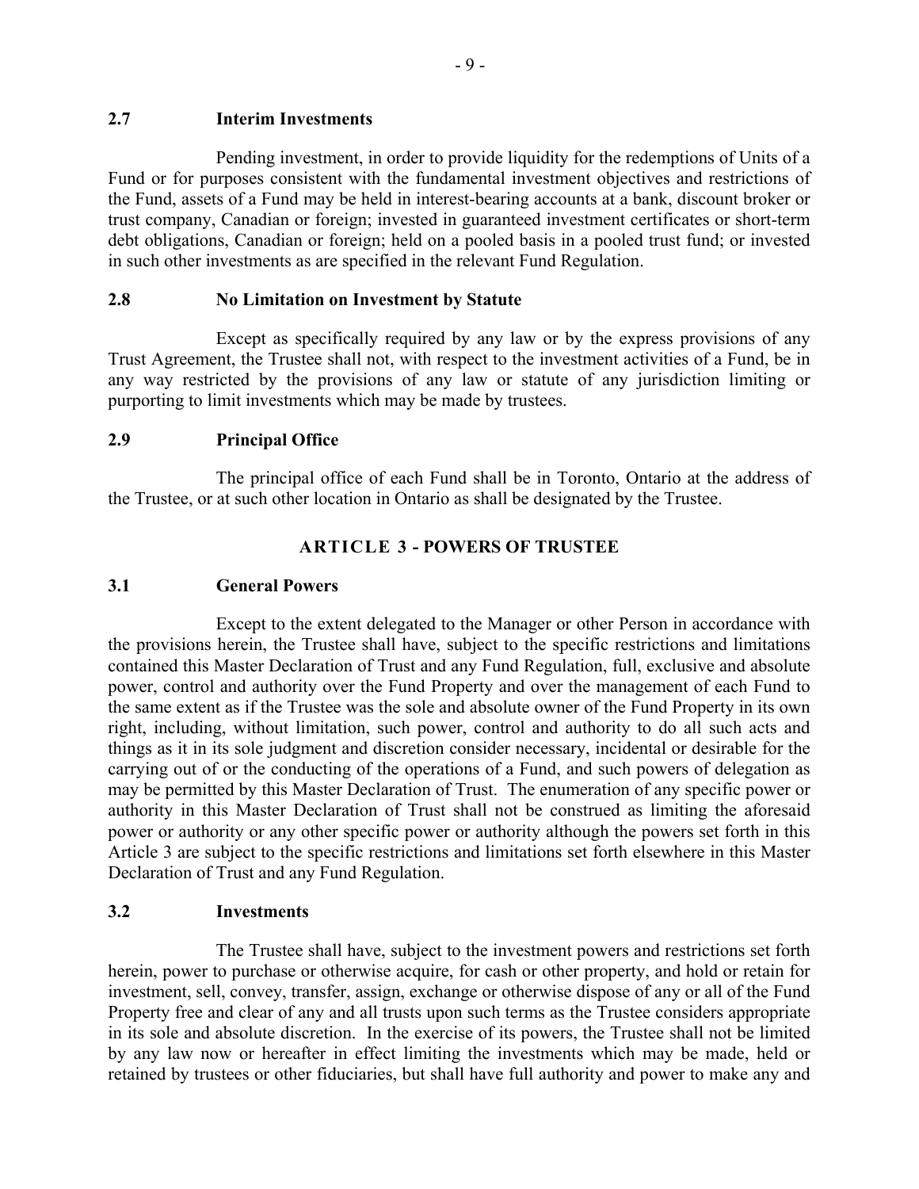### 2.7 Interim Investments

Pending investment, in order to provide liquidity for the redemptions of Units of a Fund or for purposes consistent with the fundamental investment objectives and restrictions of the Fund, assets of a Fund may be held in interest-bearing accounts at a bank, discount broker or trust company, Canadian or foreign; invested in guaranteed investment certificates or short-term debt obligations, Canadian or foreign; held on a pooled basis in a pooled trust fund; or invested in such other investments as are specified in the relevant Fund Regulation.

### 2.8 No Limitation on Investment by Statute

Except as specifically required by any law or by the express provisions of any Trust Agreement, the Trustee shall not, with respect to the investment activities of a Fund, be in any way restricted by the provisions of any law or statute of any jurisdiction limiting or purporting to limit investments which may be made by trustees.

### 2.9 Principal Office

The principal office of each Fund shall be in Toronto, Ontario at the address of the Trustee, or at such other location in Ontario as shall be designated by the Trustee.

## ARTICLE 3 - POWERS OF TRUSTEE

### 3.1 General Powers

Except to the extent delegated to the Manager or other Person in accordance with the provisions herein, the Trustee shall have, subject to the specific restrictions and limitations contained this Master Declaration of Trust and any Fund Regulation, full, exclusive and absolute power, control and authority over the Fund Property and over the management of each Fund to the same extent as if the Trustee was the sole and absolute owner of the Fund Property in its own right, including, without limitation, such power, control and authority to do all such acts and things as it in its sole judgment and discretion consider necessary, incidental or desirable for the carrying out of or the conducting of the operations of a Fund, and such powers of delegation as may be permitted by this Master Declaration of Trust. The enumeration of any specific power or authority in this Master Declaration of Trust shall not be construed as limiting the aforesaid power or authority or any other specific power or authority although the powers set forth in this Article 3 are subject to the specific restrictions and limitations set forth elsewhere in this Master Declaration of Trust and any Fund Regulation.

### 3.2 Investments

The Trustee shall have, subject to the investment powers and restrictions set forth herein, power to purchase or otherwise acquire, for cash or other property, and hold or retain for investment, sell, convey, transfer, assign, exchange or otherwise dispose of any or all of the Fund Property free and clear of any and all trusts upon such terms as the Trustee considers appropriate in its sole and absolute discretion. In the exercise of its powers, the Trustee shall not be limited by any law now or hereafter in effect limiting the investments which may be made, held or retained by trustees or other fiduciaries, but shall have full authority and power to make any and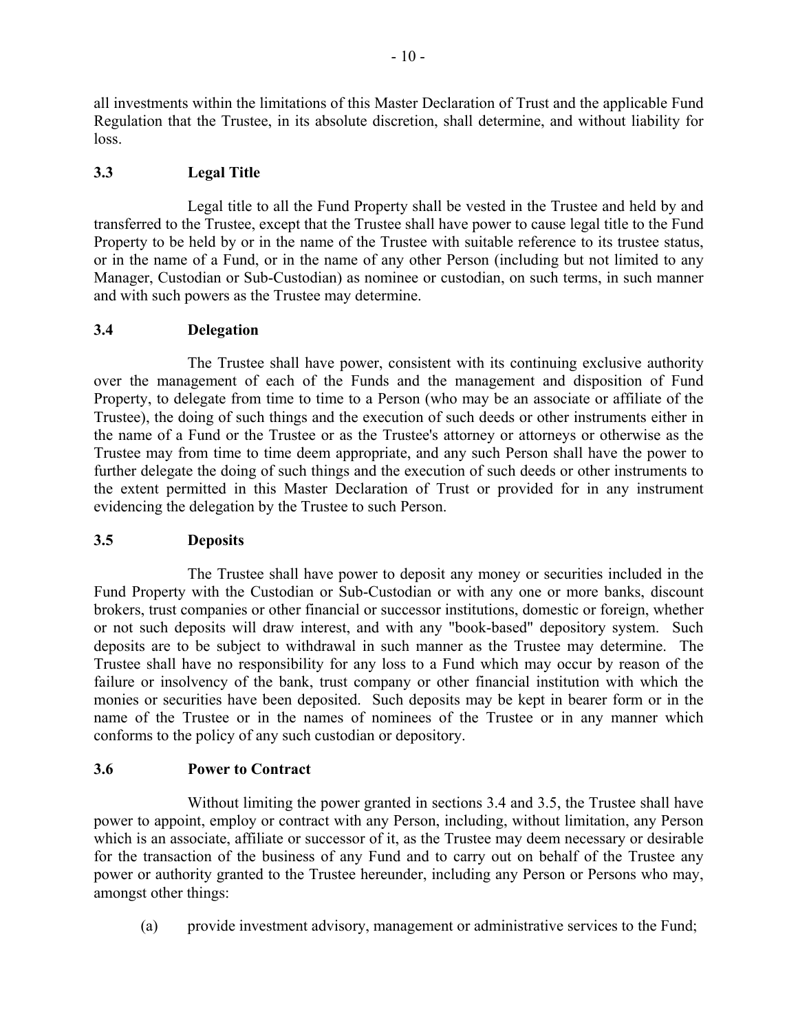all investments within the limitations of this Master Declaration of Trust and the applicable Fund Regulation that the Trustee, in its absolute discretion, shall determine, and without liability for loss.

### 3.3 Legal Title

Legal title to all the Fund Property shall be vested in the Trustee and held by and transferred to the Trustee, except that the Trustee shall have power to cause legal title to the Fund Property to be held by or in the name of the Trustee with suitable reference to its trustee status, or in the name of a Fund, or in the name of any other Person (including but not limited to any Manager, Custodian or Sub-Custodian) as nominee or custodian, on such terms, in such manner and with such powers as the Trustee may determine.

### 3.4 Delegation

The Trustee shall have power, consistent with its continuing exclusive authority over the management of each of the Funds and the management and disposition of Fund Property, to delegate from time to time to a Person (who may be an associate or affiliate of the Trustee), the doing of such things and the execution of such deeds or other instruments either in the name of a Fund or the Trustee or as the Trustee's attorney or attorneys or otherwise as the Trustee may from time to time deem appropriate, and any such Person shall have the power to further delegate the doing of such things and the execution of such deeds or other instruments to the extent permitted in this Master Declaration of Trust or provided for in any instrument evidencing the delegation by the Trustee to such Person.

### 3.5 Deposits

The Trustee shall have power to deposit any money or securities included in the Fund Property with the Custodian or Sub-Custodian or with any one or more banks, discount brokers, trust companies or other financial or successor institutions, domestic or foreign, whether or not such deposits will draw interest, and with any "book-based" depository system. Such deposits are to be subject to withdrawal in such manner as the Trustee may determine. The Trustee shall have no responsibility for any loss to a Fund which may occur by reason of the failure or insolvency of the bank, trust company or other financial institution with which the monies or securities have been deposited. Such deposits may be kept in bearer form or in the name of the Trustee or in the names of nominees of the Trustee or in any manner which conforms to the policy of any such custodian or depository.

### 3.6 Power to Contract

Without limiting the power granted in sections 3.4 and 3.5, the Trustee shall have power to appoint, employ or contract with any Person, including, without limitation, any Person which is an associate, affiliate or successor of it, as the Trustee may deem necessary or desirable for the transaction of the business of any Fund and to carry out on behalf of the Trustee any power or authority granted to the Trustee hereunder, including any Person or Persons who may, amongst other things:

(a) provide investment advisory, management or administrative services to the Fund;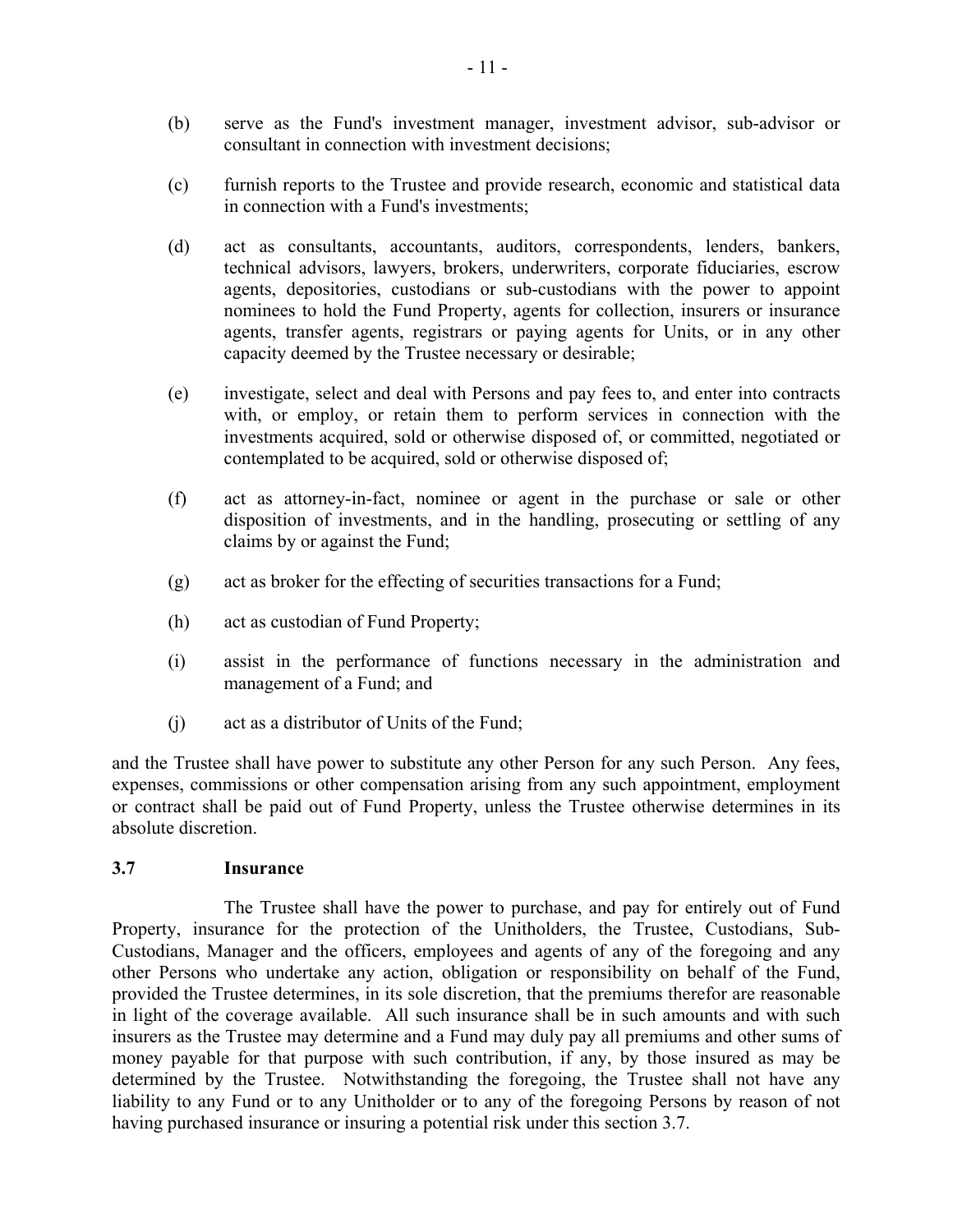(b) serve as the Fund's investment manager, investment advisor, sub-advisor or consultant in connection with investment decisions;

(c) furnish reports to the Trustee and provide research, economic and statistical data in connection with a Fund's investments;

(d) act as consultants, accountants, auditors, correspondents, lenders, bankers, technical advisors, lawyers, brokers, underwriters, corporate fiduciaries, escrow agents, depositories, custodians or sub-custodians with the power to appoint nominees to hold the Fund Property, agents for collection, insurers or insurance agents, transfer agents, registrars or paying agents for Units, or in any other capacity deemed by the Trustee necessary or desirable;

(e) investigate, select and deal with Persons and pay fees to, and enter into contracts with, or employ, or retain them to perform services in connection with the investments acquired, sold or otherwise disposed of, or committed, negotiated or contemplated to be acquired, sold or otherwise disposed of;

(f) act as attorney-in-fact, nominee or agent in the purchase or sale or other disposition of investments, and in the handling, prosecuting or settling of any claims by or against the Fund;

(g) act as broker for the effecting of securities transactions for a Fund;

(h) act as custodian of Fund Property;

(i) assist in the performance of functions necessary in the administration and management of a Fund; and

(j) act as a distributor of Units of the Fund;

and the Trustee shall have power to substitute any other Person for any such Person. Any fees, expenses, commissions or other compensation arising from any such appointment, employment or contract shall be paid out of Fund Property, unless the Trustee otherwise determines in its absolute discretion.

### 3.7 Insurance

The Trustee shall have the power to purchase, and pay for entirely out of Fund Property, insurance for the protection of the Unitholders, the Trustee, Custodians, Sub-Custodians, Manager and the officers, employees and agents of any of the foregoing and any other Persons who undertake any action, obligation or responsibility on behalf of the Fund, provided the Trustee determines, in its sole discretion, that the premiums therefor are reasonable in light of the coverage available. All such insurance shall be in such amounts and with such insurers as the Trustee may determine and a Fund may duly pay all premiums and other sums of money payable for that purpose with such contribution, if any, by those insured as may be determined by the Trustee. Notwithstanding the foregoing, the Trustee shall not have any liability to any Fund or to any Unitholder or to any of the foregoing Persons by reason of not having purchased insurance or insuring a potential risk under this section 3.7.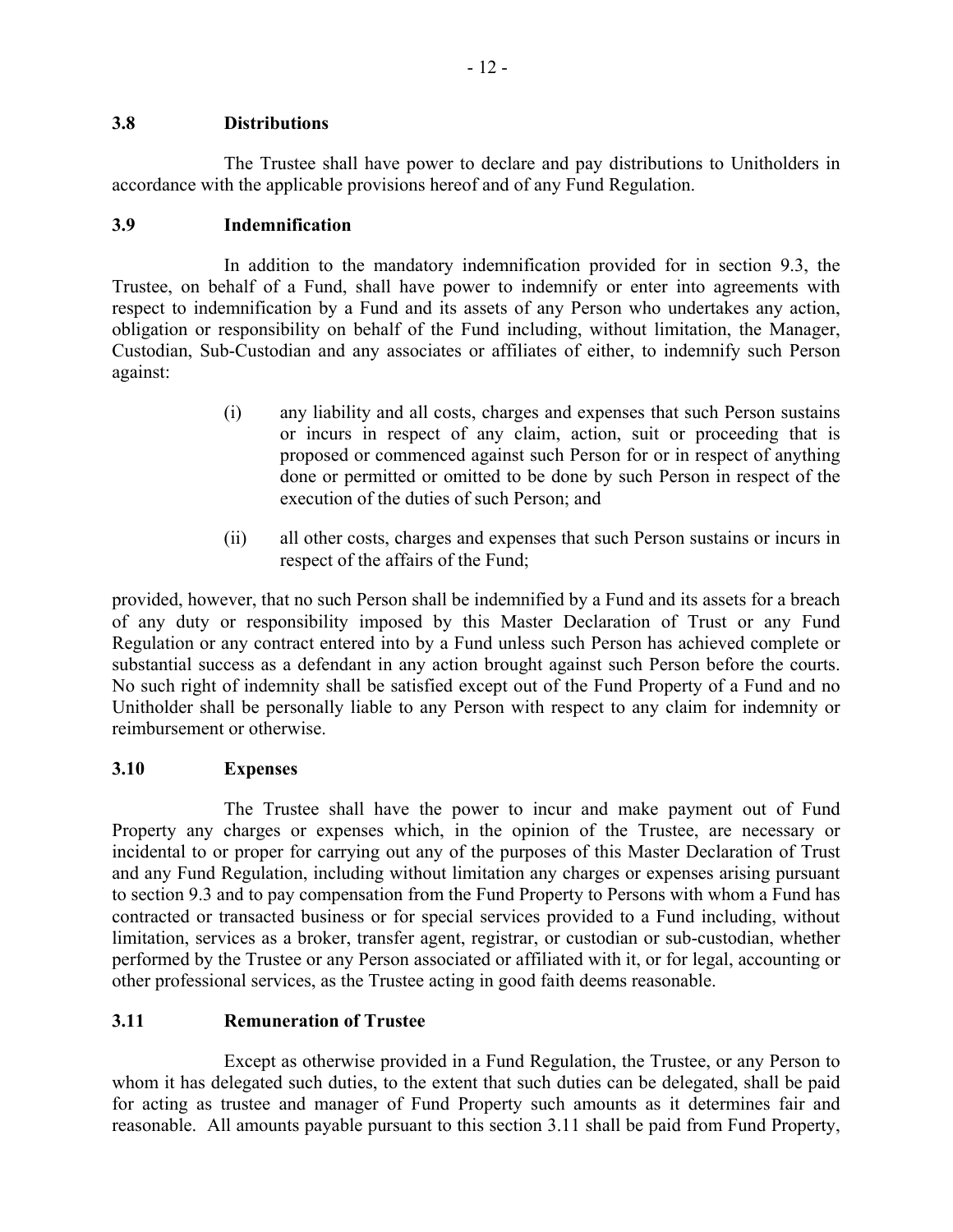### 3.8 Distributions

The Trustee shall have power to declare and pay distributions to Unitholders in accordance with the applicable provisions hereof and of any Fund Regulation.

### 3.9 Indemnification

In addition to the mandatory indemnification provided for in section 9.3, the Trustee, on behalf of a Fund, shall have power to indemnify or enter into agreements with respect to indemnification by a Fund and its assets of any Person who undertakes any action, obligation or responsibility on behalf of the Fund including, without limitation, the Manager, Custodian, Sub-Custodian and any associates or affiliates of either, to indemnify such Person against:

(i) any liability and all costs, charges and expenses that such Person sustains or incurs in respect of any claim, action, suit or proceeding that is proposed or commenced against such Person for or in respect of anything done or permitted or omitted to be done by such Person in respect of the execution of the duties of such Person; and

(ii) all other costs, charges and expenses that such Person sustains or incurs in respect of the affairs of the Fund;

provided, however, that no such Person shall be indemnified by a Fund and its assets for a breach of any duty or responsibility imposed by this Master Declaration of Trust or any Fund Regulation or any contract entered into by a Fund unless such Person has achieved complete or substantial success as a defendant in any action brought against such Person before the courts. No such right of indemnity shall be satisfied except out of the Fund Property of a Fund and no Unitholder shall be personally liable to any Person with respect to any claim for indemnity or reimbursement or otherwise.

### 3.10 Expenses

The Trustee shall have the power to incur and make payment out of Fund Property any charges or expenses which, in the opinion of the Trustee, are necessary or incidental to or proper for carrying out any of the purposes of this Master Declaration of Trust and any Fund Regulation, including without limitation any charges or expenses arising pursuant to section 9.3 and to pay compensation from the Fund Property to Persons with whom a Fund has contracted or transacted business or for special services provided to a Fund including, without limitation, services as a broker, transfer agent, registrar, or custodian or sub-custodian, whether performed by the Trustee or any Person associated or affiliated with it, or for legal, accounting or other professional services, as the Trustee acting in good faith deems reasonable.

### 3.11 Remuneration of Trustee

Except as otherwise provided in a Fund Regulation, the Trustee, or any Person to whom it has delegated such duties, to the extent that such duties can be delegated, shall be paid for acting as trustee and manager of Fund Property such amounts as it determines fair and reasonable. All amounts payable pursuant to this section 3.11 shall be paid from Fund Property,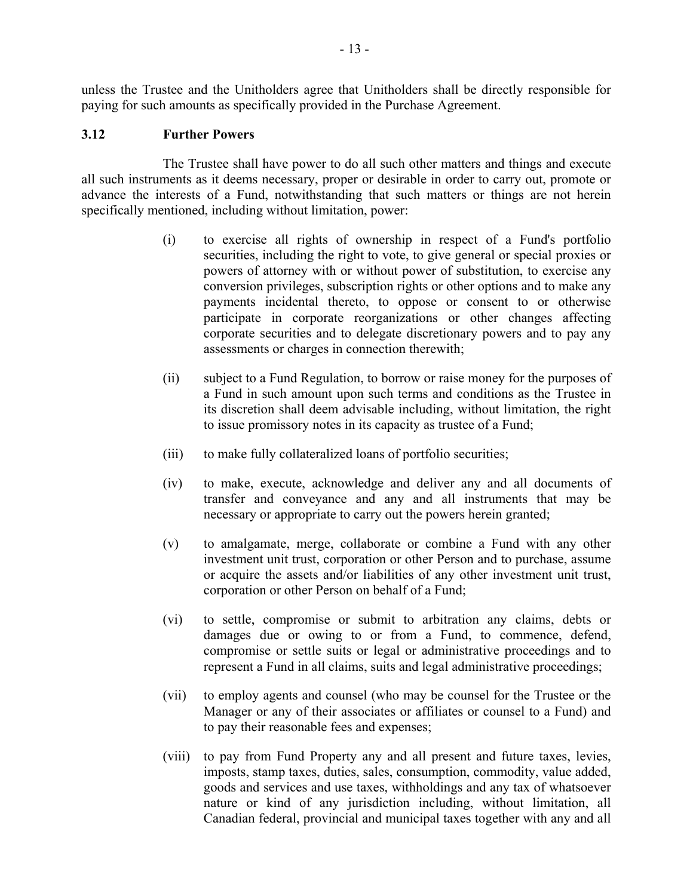unless the Trustee and the Unitholders agree that Unitholders shall be directly responsible for paying for such amounts as specifically provided in the Purchase Agreement.

### 3.12 Further Powers

The Trustee shall have power to do all such other matters and things and execute all such instruments as it deems necessary, proper or desirable in order to carry out, promote or advance the interests of a Fund, notwithstanding that such matters or things are not herein specifically mentioned, including without limitation, power:

(i) to exercise all rights of ownership in respect of a Fund's portfolio securities, including the right to vote, to give general or special proxies or powers of attorney with or without power of substitution, to exercise any conversion privileges, subscription rights or other options and to make any payments incidental thereto, to oppose or consent to or otherwise participate in corporate reorganizations or other changes affecting corporate securities and to delegate discretionary powers and to pay any assessments or charges in connection therewith;

(ii) subject to a Fund Regulation, to borrow or raise money for the purposes of a Fund in such amount upon such terms and conditions as the Trustee in its discretion shall deem advisable including, without limitation, the right to issue promissory notes in its capacity as trustee of a Fund;

(iii) to make fully collateralized loans of portfolio securities;

(iv) to make, execute, acknowledge and deliver any and all documents of transfer and conveyance and any and all instruments that may be necessary or appropriate to carry out the powers herein granted;

(v) to amalgamate, merge, collaborate or combine a Fund with any other investment unit trust, corporation or other Person and to purchase, assume or acquire the assets and/or liabilities of any other investment unit trust, corporation or other Person on behalf of a Fund;

(vi) to settle, compromise or submit to arbitration any claims, debts or damages due or owing to or from a Fund, to commence, defend, compromise or settle suits or legal or administrative proceedings and to represent a Fund in all claims, suits and legal administrative proceedings;

(vii) to employ agents and counsel (who may be counsel for the Trustee or the Manager or any of their associates or affiliates or counsel to a Fund) and to pay their reasonable fees and expenses;

(viii) to pay from Fund Property any and all present and future taxes, levies, imposts, stamp taxes, duties, sales, consumption, commodity, value added, goods and services and use taxes, withholdings and any tax of whatsoever nature or kind of any jurisdiction including, without limitation, all Canadian federal, provincial and municipal taxes together with any and all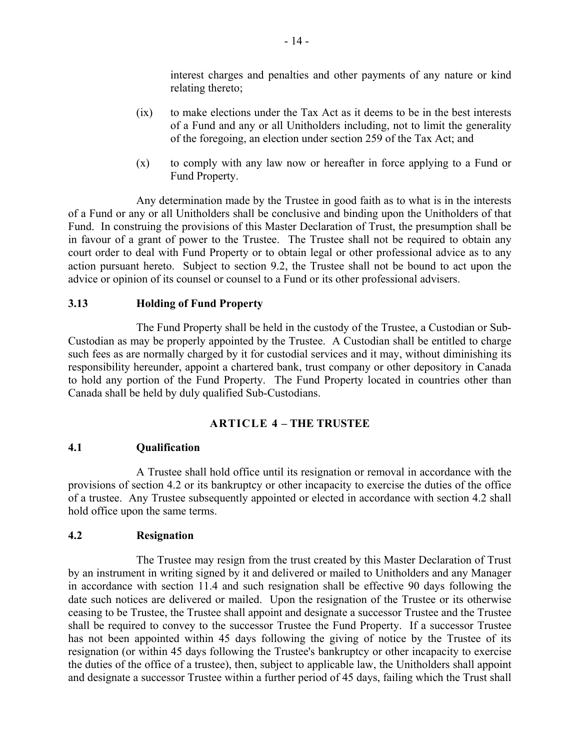interest charges and penalties and other payments of any nature or kind relating thereto;

(ix) to make elections under the Tax Act as it deems to be in the best interests of a Fund and any or all Unitholders including, not to limit the generality of the foregoing, an election under section 259 of the Tax Act; and

(x) to comply with any law now or hereafter in force applying to a Fund or Fund Property.

Any determination made by the Trustee in good faith as to what is in the interests of a Fund or any or all Unitholders shall be conclusive and binding upon the Unitholders of that Fund. In construing the provisions of this Master Declaration of Trust, the presumption shall be in favour of a grant of power to the Trustee. The Trustee shall not be required to obtain any court order to deal with Fund Property or to obtain legal or other professional advice as to any action pursuant hereto. Subject to section 9.2, the Trustee shall not be bound to act upon the advice or opinion of its counsel or counsel to a Fund or its other professional advisers.

### 3.13 Holding of Fund Property

The Fund Property shall be held in the custody of the Trustee, a Custodian or Sub-Custodian as may be properly appointed by the Trustee. A Custodian shall be entitled to charge such fees as are normally charged by it for custodial services and it may, without diminishing its responsibility hereunder, appoint a chartered bank, trust company or other depository in Canada to hold any portion of the Fund Property. The Fund Property located in countries other than Canada shall be held by duly qualified Sub-Custodians.

## ARTICLE 4 – THE TRUSTEE

### 4.1 Qualification

A Trustee shall hold office until its resignation or removal in accordance with the provisions of section 4.2 or its bankruptcy or other incapacity to exercise the duties of the office of a trustee. Any Trustee subsequently appointed or elected in accordance with section 4.2 shall hold office upon the same terms.

### 4.2 Resignation

The Trustee may resign from the trust created by this Master Declaration of Trust by an instrument in writing signed by it and delivered or mailed to Unitholders and any Manager in accordance with section 11.4 and such resignation shall be effective 90 days following the date such notices are delivered or mailed. Upon the resignation of the Trustee or its otherwise ceasing to be Trustee, the Trustee shall appoint and designate a successor Trustee and the Trustee shall be required to convey to the successor Trustee the Fund Property. If a successor Trustee has not been appointed within 45 days following the giving of notice by the Trustee of its resignation (or within 45 days following the Trustee's bankruptcy or other incapacity to exercise the duties of the office of a trustee), then, subject to applicable law, the Unitholders shall appoint and designate a successor Trustee within a further period of 45 days, failing which the Trust shall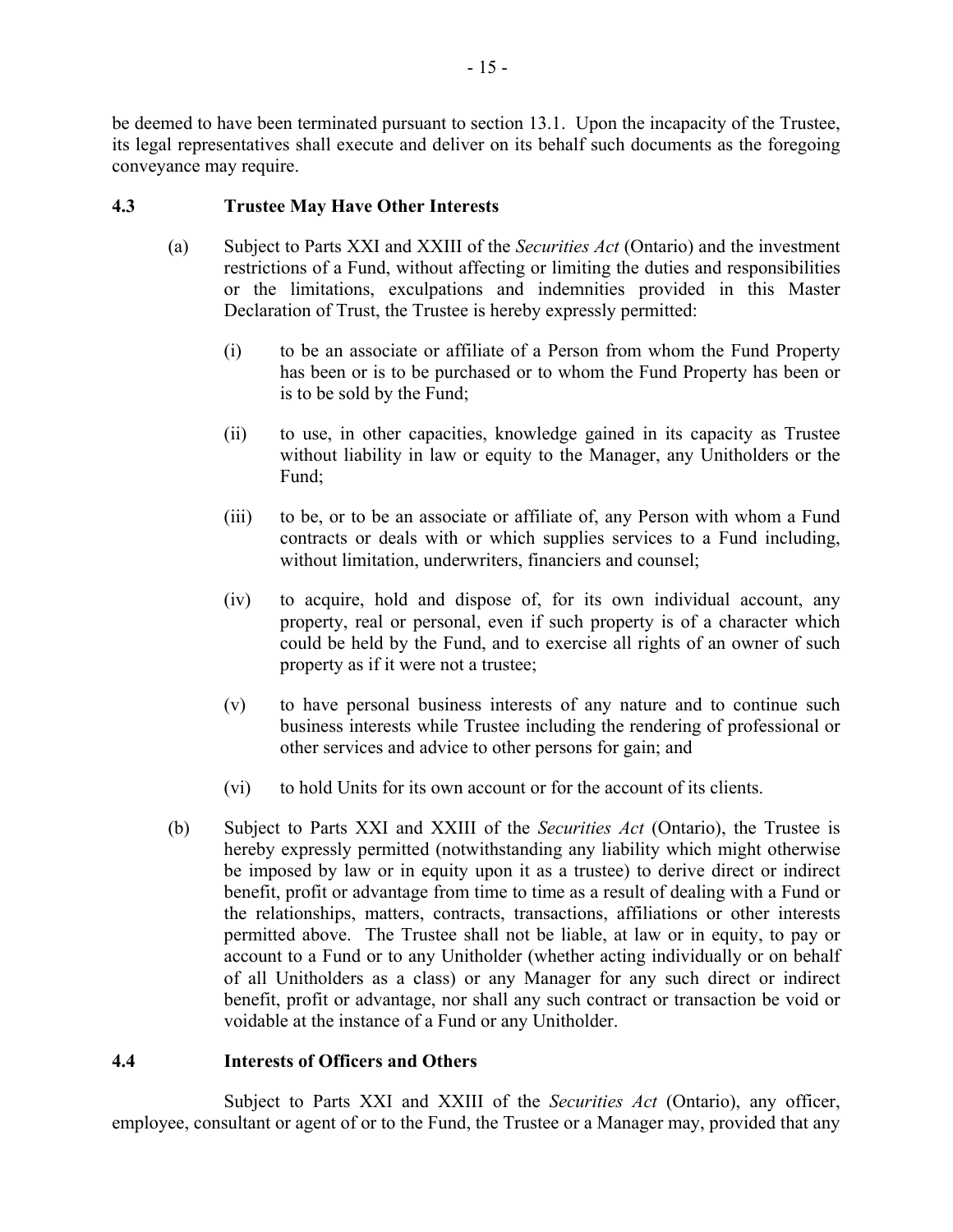be deemed to have been terminated pursuant to section 13.1. Upon the incapacity of the Trustee, its legal representatives shall execute and deliver on its behalf such documents as the foregoing conveyance may require.

### 4.3 Trustee May Have Other Interests

(a) Subject to Parts XXI and XXIII of the *Securities Act* (Ontario) and the investment restrictions of a Fund, without affecting or limiting the duties and responsibilities or the limitations, exculpations and indemnities provided in this Master Declaration of Trust, the Trustee is hereby expressly permitted:

(i) to be an associate or affiliate of a Person from whom the Fund Property has been or is to be purchased or to whom the Fund Property has been or is to be sold by the Fund;

(ii) to use, in other capacities, knowledge gained in its capacity as Trustee without liability in law or equity to the Manager, any Unitholders or the Fund;

(iii) to be, or to be an associate or affiliate of, any Person with whom a Fund contracts or deals with or which supplies services to a Fund including, without limitation, underwriters, financiers and counsel;

(iv) to acquire, hold and dispose of, for its own individual account, any property, real or personal, even if such property is of a character which could be held by the Fund, and to exercise all rights of an owner of such property as if it were not a trustee;

(v) to have personal business interests of any nature and to continue such business interests while Trustee including the rendering of professional or other services and advice to other persons for gain; and

(vi) to hold Units for its own account or for the account of its clients.

(b) Subject to Parts XXI and XXIII of the *Securities Act* (Ontario), the Trustee is hereby expressly permitted (notwithstanding any liability which might otherwise be imposed by law or in equity upon it as a trustee) to derive direct or indirect benefit, profit or advantage from time to time as a result of dealing with a Fund or the relationships, matters, contracts, transactions, affiliations or other interests permitted above. The Trustee shall not be liable, at law or in equity, to pay or account to a Fund or to any Unitholder (whether acting individually or on behalf of all Unitholders as a class) or any Manager for any such direct or indirect benefit, profit or advantage, nor shall any such contract or transaction be void or voidable at the instance of a Fund or any Unitholder.

### 4.4 Interests of Officers and Others

Subject to Parts XXI and XXIII of the *Securities Act* (Ontario), any officer, employee, consultant or agent of or to the Fund, the Trustee or a Manager may, provided that any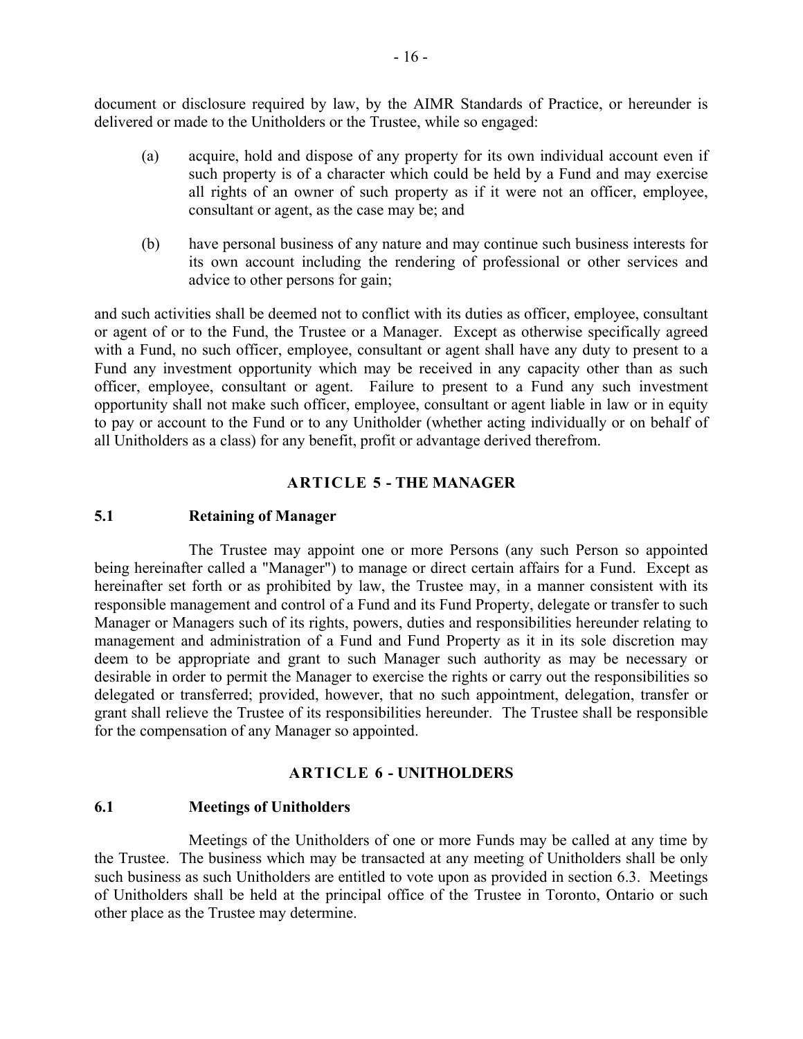document or disclosure required by law, by the AIMR Standards of Practice, or hereunder is delivered or made to the Unitholders or the Trustee, while so engaged:

(a) acquire, hold and dispose of any property for its own individual account even if such property is of a character which could be held by a Fund and may exercise all rights of an owner of such property as if it were not an officer, employee, consultant or agent, as the case may be; and

(b) have personal business of any nature and may continue such business interests for its own account including the rendering of professional or other services and advice to other persons for gain;

and such activities shall be deemed not to conflict with its duties as officer, employee, consultant or agent of or to the Fund, the Trustee or a Manager. Except as otherwise specifically agreed with a Fund, no such officer, employee, consultant or agent shall have any duty to present to a Fund any investment opportunity which may be received in any capacity other than as such officer, employee, consultant or agent. Failure to present to a Fund any such investment opportunity shall not make such officer, employee, consultant or agent liable in law or in equity to pay or account to the Fund or to any Unitholder (whether acting individually or on behalf of all Unitholders as a class) for any benefit, profit or advantage derived therefrom.

## ARTICLE 5 - THE MANAGER

### 5.1 Retaining of Manager

The Trustee may appoint one or more Persons (any such Person so appointed being hereinafter called a "Manager") to manage or direct certain affairs for a Fund. Except as hereinafter set forth or as prohibited by law, the Trustee may, in a manner consistent with its responsible management and control of a Fund and its Fund Property, delegate or transfer to such Manager or Managers such of its rights, powers, duties and responsibilities hereunder relating to management and administration of a Fund and Fund Property as it in its sole discretion may deem to be appropriate and grant to such Manager such authority as may be necessary or desirable in order to permit the Manager to exercise the rights or carry out the responsibilities so delegated or transferred; provided, however, that no such appointment, delegation, transfer or grant shall relieve the Trustee of its responsibilities hereunder. The Trustee shall be responsible for the compensation of any Manager so appointed.

## ARTICLE 6 - UNITHOLDERS

### 6.1 Meetings of Unitholders

Meetings of the Unitholders of one or more Funds may be called at any time by the Trustee. The business which may be transacted at any meeting of Unitholders shall be only such business as such Unitholders are entitled to vote upon as provided in section 6.3. Meetings of Unitholders shall be held at the principal office of the Trustee in Toronto, Ontario or such other place as the Trustee may determine.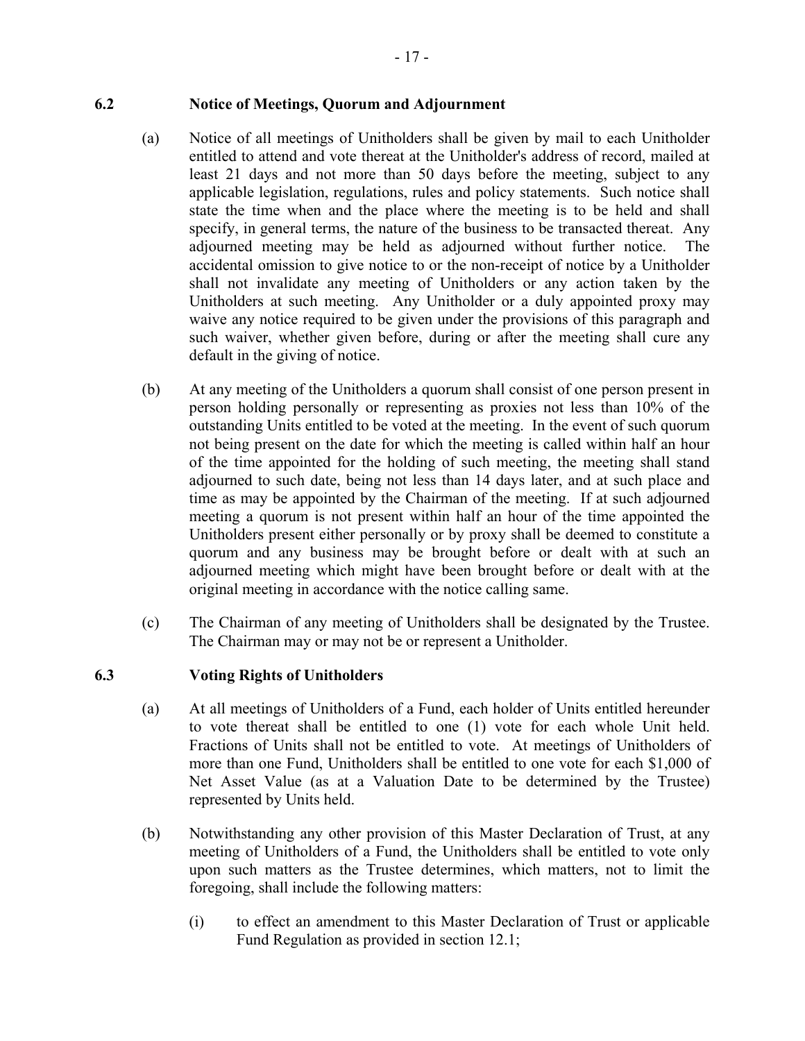### 6.2 Notice of Meetings, Quorum and Adjournment

(a) Notice of all meetings of Unitholders shall be given by mail to each Unitholder entitled to attend and vote thereat at the Unitholder's address of record, mailed at least 21 days and not more than 50 days before the meeting, subject to any applicable legislation, regulations, rules and policy statements. Such notice shall state the time when and the place where the meeting is to be held and shall specify, in general terms, the nature of the business to be transacted thereat. Any adjourned meeting may be held as adjourned without further notice. The accidental omission to give notice to or the non-receipt of notice by a Unitholder shall not invalidate any meeting of Unitholders or any action taken by the Unitholders at such meeting. Any Unitholder or a duly appointed proxy may waive any notice required to be given under the provisions of this paragraph and such waiver, whether given before, during or after the meeting shall cure any default in the giving of notice.

(b) At any meeting of the Unitholders a quorum shall consist of one person present in person holding personally or representing as proxies not less than 10% of the outstanding Units entitled to be voted at the meeting. In the event of such quorum not being present on the date for which the meeting is called within half an hour of the time appointed for the holding of such meeting, the meeting shall stand adjourned to such date, being not less than 14 days later, and at such place and time as may be appointed by the Chairman of the meeting. If at such adjourned meeting a quorum is not present within half an hour of the time appointed the Unitholders present either personally or by proxy shall be deemed to constitute a quorum and any business may be brought before or dealt with at such an adjourned meeting which might have been brought before or dealt with at the original meeting in accordance with the notice calling same.

(c) The Chairman of any meeting of Unitholders shall be designated by the Trustee. The Chairman may or may not be or represent a Unitholder.

### 6.3 Voting Rights of Unitholders

(a) At all meetings of Unitholders of a Fund, each holder of Units entitled hereunder to vote thereat shall be entitled to one (1) vote for each whole Unit held. Fractions of Units shall not be entitled to vote. At meetings of Unitholders of more than one Fund, Unitholders shall be entitled to one vote for each $1,000 of Net Asset Value (as at a Valuation Date to be determined by the Trustee) represented by Units held.

(b) Notwithstanding any other provision of this Master Declaration of Trust, at any meeting of Unitholders of a Fund, the Unitholders shall be entitled to vote only upon such matters as the Trustee determines, which matters, not to limit the foregoing, shall include the following matters:

(i) to effect an amendment to this Master Declaration of Trust or applicable Fund Regulation as provided in section 12.1;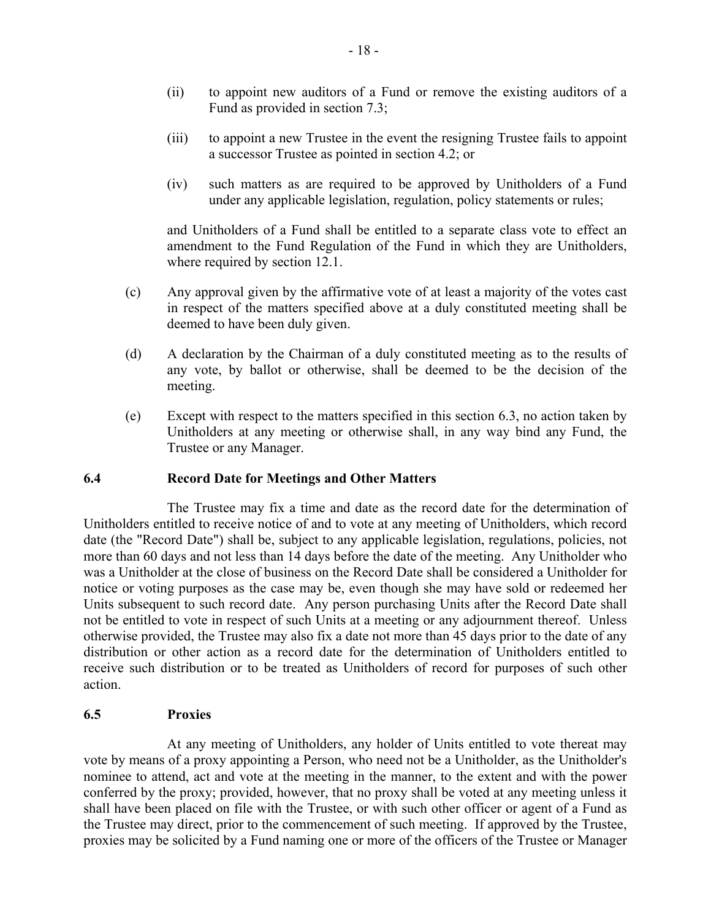(ii) to appoint new auditors of a Fund or remove the existing auditors of a Fund as provided in section 7.3;

(iii) to appoint a new Trustee in the event the resigning Trustee fails to appoint a successor Trustee as pointed in section 4.2; or

(iv) such matters as are required to be approved by Unitholders of a Fund under any applicable legislation, regulation, policy statements or rules;

and Unitholders of a Fund shall be entitled to a separate class vote to effect an amendment to the Fund Regulation of the Fund in which they are Unitholders, where required by section 12.1.

(c) Any approval given by the affirmative vote of at least a majority of the votes cast in respect of the matters specified above at a duly constituted meeting shall be deemed to have been duly given.

(d) A declaration by the Chairman of a duly constituted meeting as to the results of any vote, by ballot or otherwise, shall be deemed to be the decision of the meeting.

(e) Except with respect to the matters specified in this section 6.3, no action taken by Unitholders at any meeting or otherwise shall, in any way bind any Fund, the Trustee or any Manager.

### 6.4 Record Date for Meetings and Other Matters

The Trustee may fix a time and date as the record date for the determination of Unitholders entitled to receive notice of and to vote at any meeting of Unitholders, which record date (the "Record Date") shall be, subject to any applicable legislation, regulations, policies, not more than 60 days and not less than 14 days before the date of the meeting. Any Unitholder who was a Unitholder at the close of business on the Record Date shall be considered a Unitholder for notice or voting purposes as the case may be, even though she may have sold or redeemed her Units subsequent to such record date. Any person purchasing Units after the Record Date shall not be entitled to vote in respect of such Units at a meeting or any adjournment thereof. Unless otherwise provided, the Trustee may also fix a date not more than 45 days prior to the date of any distribution or other action as a record date for the determination of Unitholders entitled to receive such distribution or to be treated as Unitholders of record for purposes of such other action.

### 6.5 Proxies

At any meeting of Unitholders, any holder of Units entitled to vote thereat may vote by means of a proxy appointing a Person, who need not be a Unitholder, as the Unitholder's nominee to attend, act and vote at the meeting in the manner, to the extent and with the power conferred by the proxy; provided, however, that no proxy shall be voted at any meeting unless it shall have been placed on file with the Trustee, or with such other officer or agent of a Fund as the Trustee may direct, prior to the commencement of such meeting. If approved by the Trustee, proxies may be solicited by a Fund naming one or more of the officers of the Trustee or Manager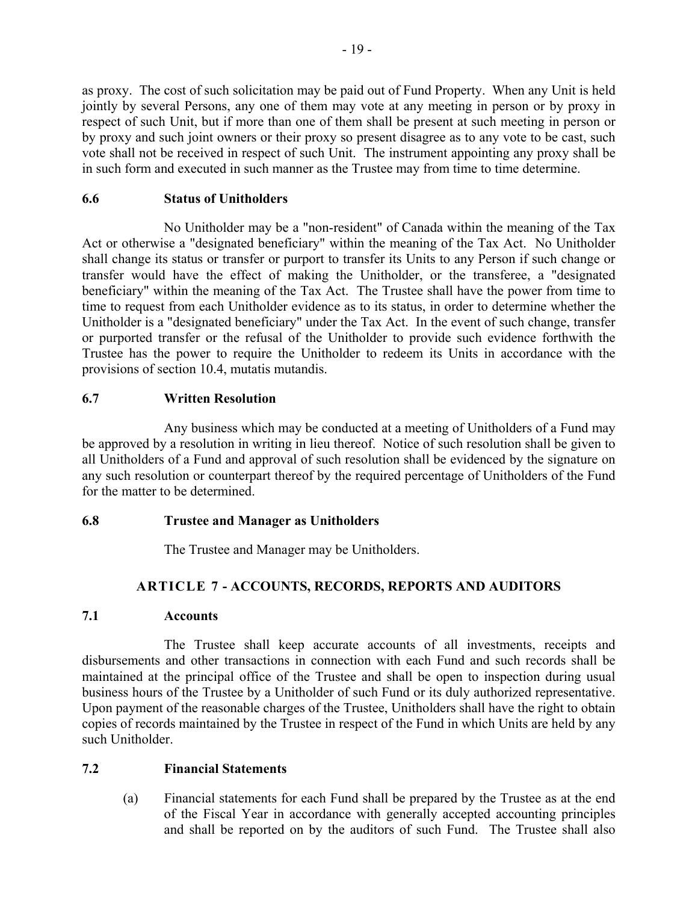as proxy. The cost of such solicitation may be paid out of Fund Property. When any Unit is held jointly by several Persons, any one of them may vote at any meeting in person or by proxy in respect of such Unit, but if more than one of them shall be present at such meeting in person or by proxy and such joint owners or their proxy so present disagree as to any vote to be cast, such vote shall not be received in respect of such Unit. The instrument appointing any proxy shall be in such form and executed in such manner as the Trustee may from time to time determine.

### 6.6 Status of Unitholders

No Unitholder may be a "non-resident" of Canada within the meaning of the Tax Act or otherwise a "designated beneficiary" within the meaning of the Tax Act. No Unitholder shall change its status or transfer or purport to transfer its Units to any Person if such change or transfer would have the effect of making the Unitholder, or the transferee, a "designated beneficiary" within the meaning of the Tax Act. The Trustee shall have the power from time to time to request from each Unitholder evidence as to its status, in order to determine whether the Unitholder is a "designated beneficiary" under the Tax Act. In the event of such change, transfer or purported transfer or the refusal of the Unitholder to provide such evidence forthwith the Trustee has the power to require the Unitholder to redeem its Units in accordance with the provisions of section 10.4, mutatis mutandis.

### 6.7 Written Resolution

Any business which may be conducted at a meeting of Unitholders of a Fund may be approved by a resolution in writing in lieu thereof. Notice of such resolution shall be given to all Unitholders of a Fund and approval of such resolution shall be evidenced by the signature on any such resolution or counterpart thereof by the required percentage of Unitholders of the Fund for the matter to be determined.

### 6.8 Trustee and Manager as Unitholders

The Trustee and Manager may be Unitholders.

## ARTICLE 7 - ACCOUNTS, RECORDS, REPORTS AND AUDITORS

### 7.1 Accounts

The Trustee shall keep accurate accounts of all investments, receipts and disbursements and other transactions in connection with each Fund and such records shall be maintained at the principal office of the Trustee and shall be open to inspection during usual business hours of the Trustee by a Unitholder of such Fund or its duly authorized representative. Upon payment of the reasonable charges of the Trustee, Unitholders shall have the right to obtain copies of records maintained by the Trustee in respect of the Fund in which Units are held by any such Unitholder.

### 7.2 Financial Statements

(a) Financial statements for each Fund shall be prepared by the Trustee as at the end of the Fiscal Year in accordance with generally accepted accounting principles and shall be reported on by the auditors of such Fund. The Trustee shall also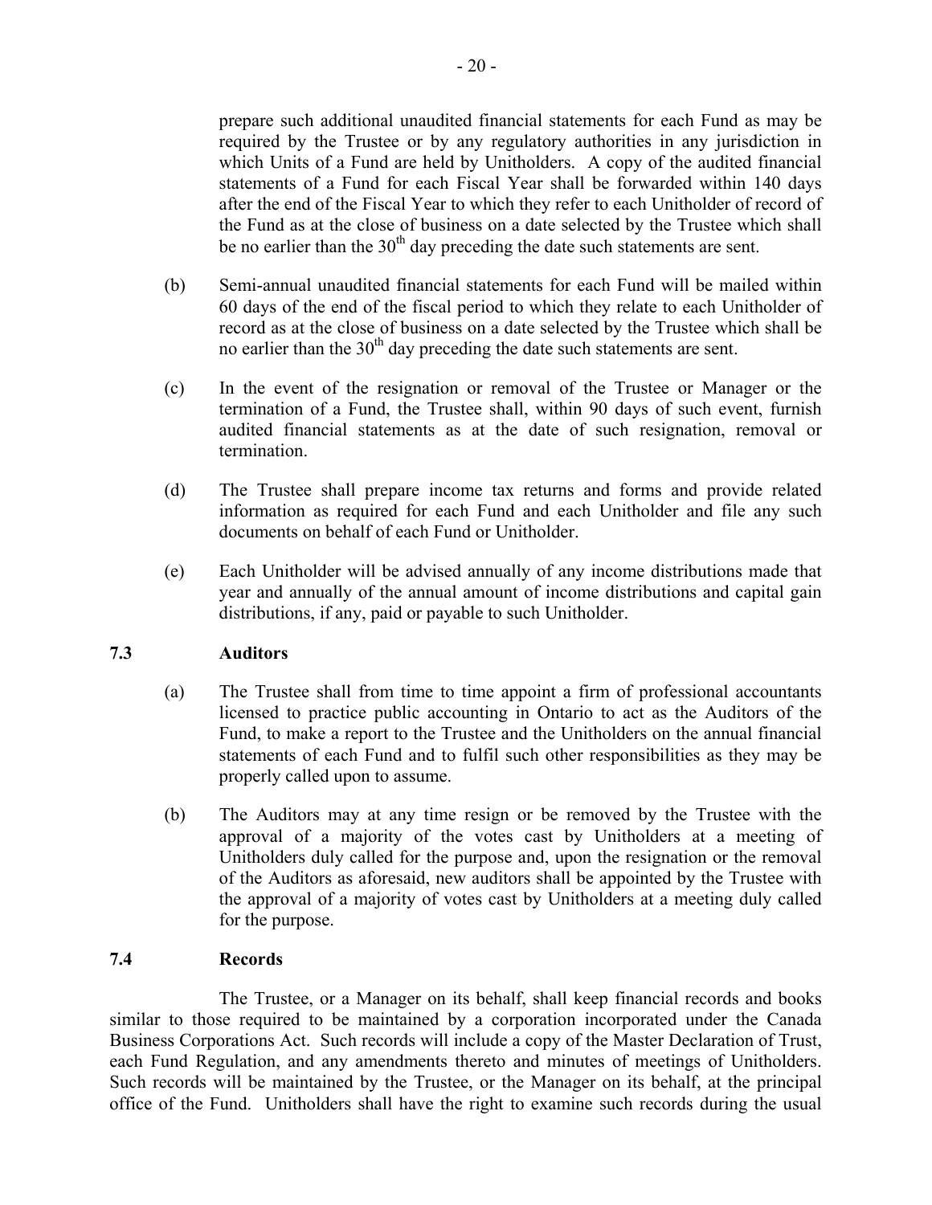prepare such additional unaudited financial statements for each Fund as may be required by the Trustee or by any regulatory authorities in any jurisdiction in which Units of a Fund are held by Unitholders. A copy of the audited financial statements of a Fund for each Fiscal Year shall be forwarded within 140 days after the end of the Fiscal Year to which they refer to each Unitholder of record of the Fund as at the close of business on a date selected by the Trustee which shall be no earlier than the 30th day preceding the date such statements are sent.

(b) Semi-annual unaudited financial statements for each Fund will be mailed within 60 days of the end of the fiscal period to which they relate to each Unitholder of record as at the close of business on a date selected by the Trustee which shall be no earlier than the 30th day preceding the date such statements are sent.

(c) In the event of the resignation or removal of the Trustee or Manager or the termination of a Fund, the Trustee shall, within 90 days of such event, furnish audited financial statements as at the date of such resignation, removal or termination.

(d) The Trustee shall prepare income tax returns and forms and provide related information as required for each Fund and each Unitholder and file any such documents on behalf of each Fund or Unitholder.

(e) Each Unitholder will be advised annually of any income distributions made that year and annually of the annual amount of income distributions and capital gain distributions, if any, paid or payable to such Unitholder.

**7.3 Auditors**

(a) The Trustee shall from time to time appoint a firm of professional accountants licensed to practice public accounting in Ontario to act as the Auditors of the Fund, to make a report to the Trustee and the Unitholders on the annual financial statements of each Fund and to fulfil such other responsibilities as they may be properly called upon to assume.

(b) The Auditors may at any time resign or be removed by the Trustee with the approval of a majority of the votes cast by Unitholders at a meeting of Unitholders duly called for the purpose and, upon the resignation or the removal of the Auditors as aforesaid, new auditors shall be appointed by the Trustee with the approval of a majority of votes cast by Unitholders at a meeting duly called for the purpose.

**7.4 Records**

The Trustee, or a Manager on its behalf, shall keep financial records and books similar to those required to be maintained by a corporation incorporated under the Canada Business Corporations Act. Such records will include a copy of the Master Declaration of Trust, each Fund Regulation, and any amendments thereto and minutes of meetings of Unitholders. Such records will be maintained by the Trustee, or the Manager on its behalf, at the principal office of the Fund. Unitholders shall have the right to examine such records during the usual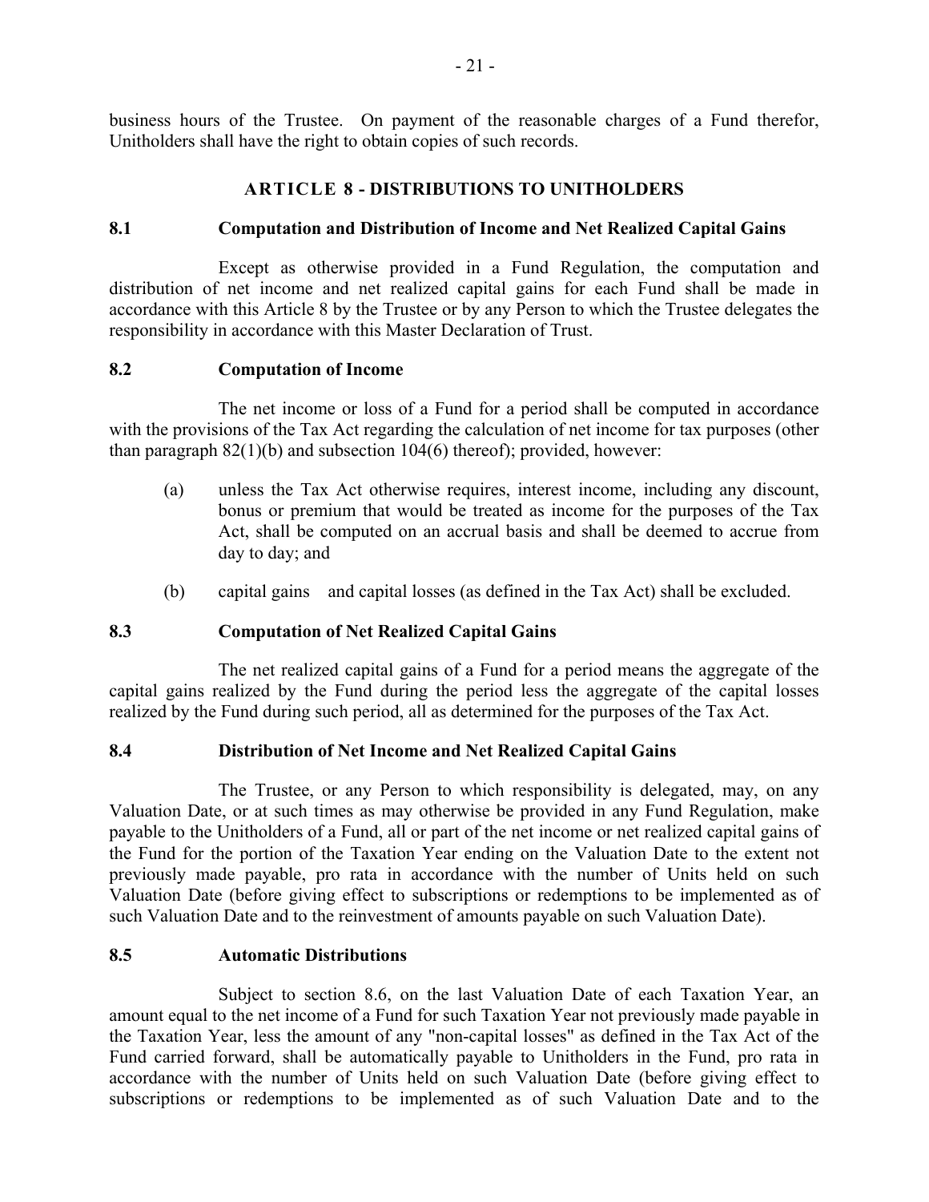business hours of the Trustee. On payment of the reasonable charges of a Fund therefor, Unitholders shall have the right to obtain copies of such records.

## ARTICLE 8 - DISTRIBUTIONS TO UNITHOLDERS

### 8.1 Computation and Distribution of Income and Net Realized Capital Gains

Except as otherwise provided in a Fund Regulation, the computation and distribution of net income and net realized capital gains for each Fund shall be made in accordance with this Article 8 by the Trustee or by any Person to which the Trustee delegates the responsibility in accordance with this Master Declaration of Trust.

### 8.2 Computation of Income

The net income or loss of a Fund for a period shall be computed in accordance with the provisions of the Tax Act regarding the calculation of net income for tax purposes (other than paragraph 82(1)(b) and subsection 104(6) thereof); provided, however:

(a) unless the Tax Act otherwise requires, interest income, including any discount, bonus or premium that would be treated as income for the purposes of the Tax Act, shall be computed on an accrual basis and shall be deemed to accrue from day to day; and

(b) capital gains and capital losses (as defined in the Tax Act) shall be excluded.

### 8.3 Computation of Net Realized Capital Gains

The net realized capital gains of a Fund for a period means the aggregate of the capital gains realized by the Fund during the period less the aggregate of the capital losses realized by the Fund during such period, all as determined for the purposes of the Tax Act.

### 8.4 Distribution of Net Income and Net Realized Capital Gains

The Trustee, or any Person to which responsibility is delegated, may, on any Valuation Date, or at such times as may otherwise be provided in any Fund Regulation, make payable to the Unitholders of a Fund, all or part of the net income or net realized capital gains of the Fund for the portion of the Taxation Year ending on the Valuation Date to the extent not previously made payable, pro rata in accordance with the number of Units held on such Valuation Date (before giving effect to subscriptions or redemptions to be implemented as of such Valuation Date and to the reinvestment of amounts payable on such Valuation Date).

### 8.5 Automatic Distributions

Subject to section 8.6, on the last Valuation Date of each Taxation Year, an amount equal to the net income of a Fund for such Taxation Year not previously made payable in the Taxation Year, less the amount of any "non-capital losses" as defined in the Tax Act of the Fund carried forward, shall be automatically payable to Unitholders in the Fund, pro rata in accordance with the number of Units held on such Valuation Date (before giving effect to subscriptions or redemptions to be implemented as of such Valuation Date and to the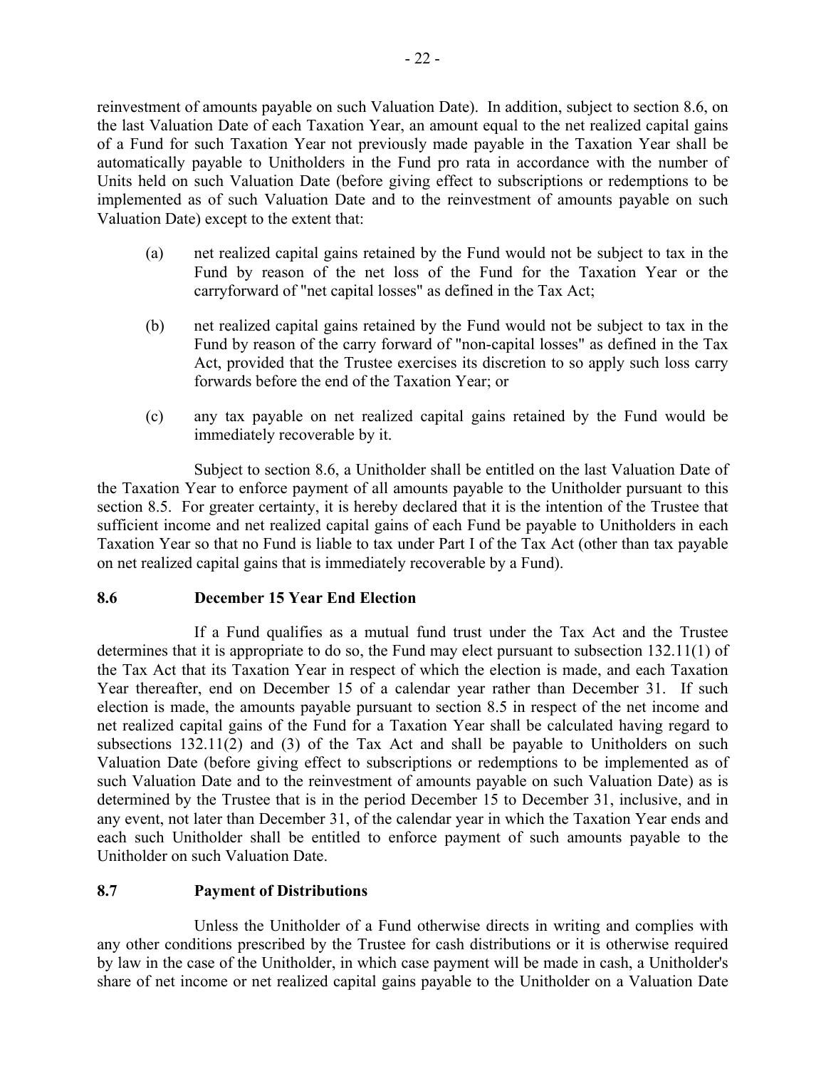reinvestment of amounts payable on such Valuation Date). In addition, subject to section 8.6, on the last Valuation Date of each Taxation Year, an amount equal to the net realized capital gains of a Fund for such Taxation Year not previously made payable in the Taxation Year shall be automatically payable to Unitholders in the Fund pro rata in accordance with the number of Units held on such Valuation Date (before giving effect to subscriptions or redemptions to be implemented as of such Valuation Date and to the reinvestment of amounts payable on such Valuation Date) except to the extent that:

(a) net realized capital gains retained by the Fund would not be subject to tax in the Fund by reason of the net loss of the Fund for the Taxation Year or the carryforward of "net capital losses" as defined in the Tax Act;

(b) net realized capital gains retained by the Fund would not be subject to tax in the Fund by reason of the carry forward of "non-capital losses" as defined in the Tax Act, provided that the Trustee exercises its discretion to so apply such loss carry forwards before the end of the Taxation Year; or

(c) any tax payable on net realized capital gains retained by the Fund would be immediately recoverable by it.

Subject to section 8.6, a Unitholder shall be entitled on the last Valuation Date of the Taxation Year to enforce payment of all amounts payable to the Unitholder pursuant to this section 8.5. For greater certainty, it is hereby declared that it is the intention of the Trustee that sufficient income and net realized capital gains of each Fund be payable to Unitholders in each Taxation Year so that no Fund is liable to tax under Part I of the Tax Act (other than tax payable on net realized capital gains that is immediately recoverable by a Fund).

### 8.6 December 15 Year End Election

If a Fund qualifies as a mutual fund trust under the Tax Act and the Trustee determines that it is appropriate to do so, the Fund may elect pursuant to subsection 132.11(1) of the Tax Act that its Taxation Year in respect of which the election is made, and each Taxation Year thereafter, end on December 15 of a calendar year rather than December 31. If such election is made, the amounts payable pursuant to section 8.5 in respect of the net income and net realized capital gains of the Fund for a Taxation Year shall be calculated having regard to subsections 132.11(2) and (3) of the Tax Act and shall be payable to Unitholders on such Valuation Date (before giving effect to subscriptions or redemptions to be implemented as of such Valuation Date and to the reinvestment of amounts payable on such Valuation Date) as is determined by the Trustee that is in the period December 15 to December 31, inclusive, and in any event, not later than December 31, of the calendar year in which the Taxation Year ends and each such Unitholder shall be entitled to enforce payment of such amounts payable to the Unitholder on such Valuation Date.

### 8.7 Payment of Distributions

Unless the Unitholder of a Fund otherwise directs in writing and complies with any other conditions prescribed by the Trustee for cash distributions or it is otherwise required by law in the case of the Unitholder, in which case payment will be made in cash, a Unitholder's share of net income or net realized capital gains payable to the Unitholder on a Valuation Date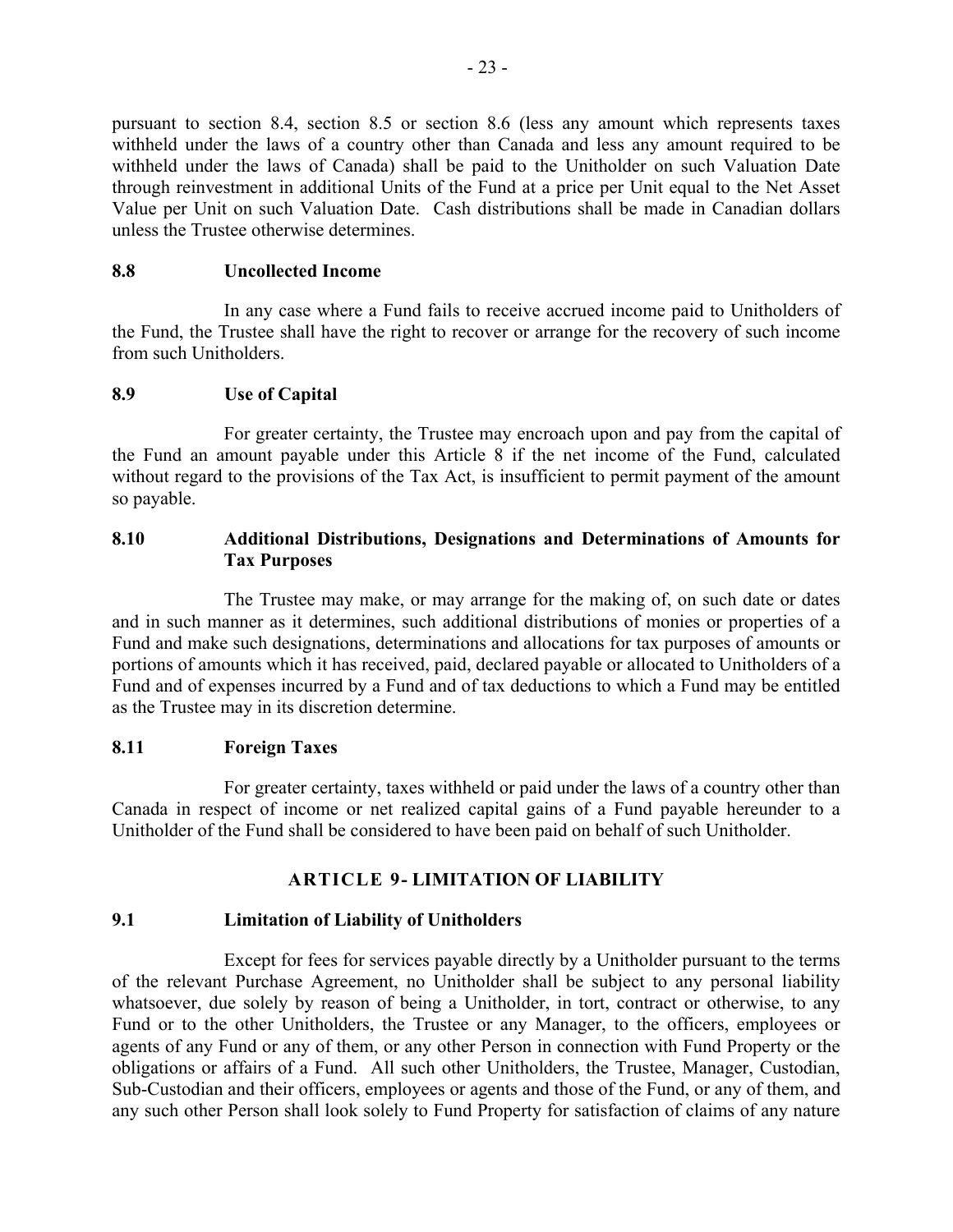pursuant to section 8.4, section 8.5 or section 8.6 (less any amount which represents taxes withheld under the laws of a country other than Canada and less any amount required to be withheld under the laws of Canada) shall be paid to the Unitholder on such Valuation Date through reinvestment in additional Units of the Fund at a price per Unit equal to the Net Asset Value per Unit on such Valuation Date. Cash distributions shall be made in Canadian dollars unless the Trustee otherwise determines.

### 8.8 Uncollected Income

In any case where a Fund fails to receive accrued income paid to Unitholders of the Fund, the Trustee shall have the right to recover or arrange for the recovery of such income from such Unitholders.

### 8.9 Use of Capital

For greater certainty, the Trustee may encroach upon and pay from the capital of the Fund an amount payable under this Article 8 if the net income of the Fund, calculated without regard to the provisions of the Tax Act, is insufficient to permit payment of the amount so payable.

### 8.10 Additional Distributions, Designations and Determinations of Amounts for Tax Purposes

The Trustee may make, or may arrange for the making of, on such date or dates and in such manner as it determines, such additional distributions of monies or properties of a Fund and make such designations, determinations and allocations for tax purposes of amounts or portions of amounts which it has received, paid, declared payable or allocated to Unitholders of a Fund and of expenses incurred by a Fund and of tax deductions to which a Fund may be entitled as the Trustee may in its discretion determine.

### 8.11 Foreign Taxes

For greater certainty, taxes withheld or paid under the laws of a country other than Canada in respect of income or net realized capital gains of a Fund payable hereunder to a Unitholder of the Fund shall be considered to have been paid on behalf of such Unitholder.

## ARTICLE 9- LIMITATION OF LIABILITY

### 9.1 Limitation of Liability of Unitholders

Except for fees for services payable directly by a Unitholder pursuant to the terms of the relevant Purchase Agreement, no Unitholder shall be subject to any personal liability whatsoever, due solely by reason of being a Unitholder, in tort, contract or otherwise, to any Fund or to the other Unitholders, the Trustee or any Manager, to the officers, employees or agents of any Fund or any of them, or any other Person in connection with Fund Property or the obligations or affairs of a Fund. All such other Unitholders, the Trustee, Manager, Custodian, Sub-Custodian and their officers, employees or agents and those of the Fund, or any of them, and any such other Person shall look solely to Fund Property for satisfaction of claims of any nature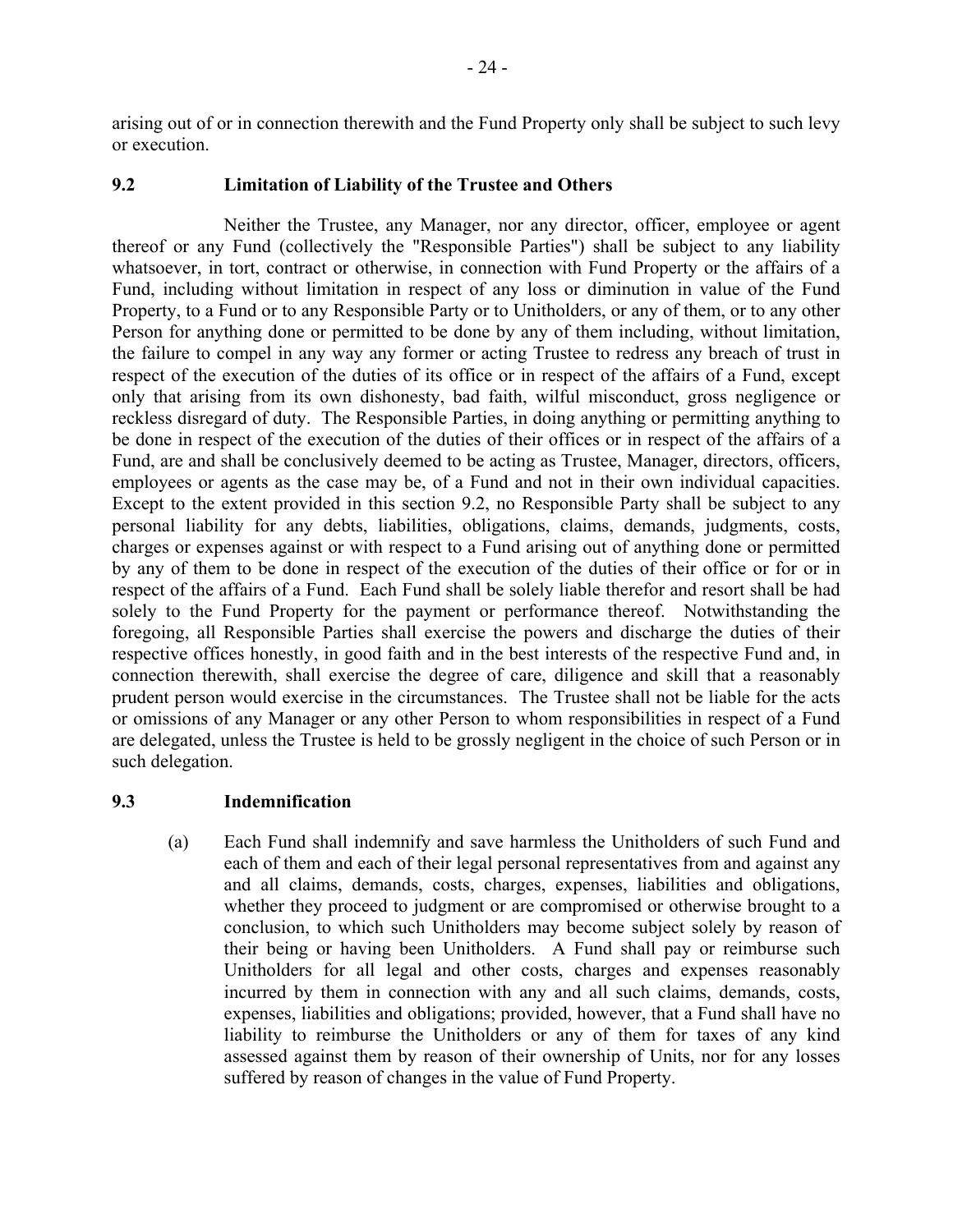arising out of or in connection therewith and the Fund Property only shall be subject to such levy or execution.

### 9.2 Limitation of Liability of the Trustee and Others

Neither the Trustee, any Manager, nor any director, officer, employee or agent thereof or any Fund (collectively the "Responsible Parties") shall be subject to any liability whatsoever, in tort, contract or otherwise, in connection with Fund Property or the affairs of a Fund, including without limitation in respect of any loss or diminution in value of the Fund Property, to a Fund or to any Responsible Party or to Unitholders, or any of them, or to any other Person for anything done or permitted to be done by any of them including, without limitation, the failure to compel in any way any former or acting Trustee to redress any breach of trust in respect of the execution of the duties of its office or in respect of the affairs of a Fund, except only that arising from its own dishonesty, bad faith, wilful misconduct, gross negligence or reckless disregard of duty. The Responsible Parties, in doing anything or permitting anything to be done in respect of the execution of the duties of their offices or in respect of the affairs of a Fund, are and shall be conclusively deemed to be acting as Trustee, Manager, directors, officers, employees or agents as the case may be, of a Fund and not in their own individual capacities. Except to the extent provided in this section 9.2, no Responsible Party shall be subject to any personal liability for any debts, liabilities, obligations, claims, demands, judgments, costs, charges or expenses against or with respect to a Fund arising out of anything done or permitted by any of them to be done in respect of the execution of the duties of their office or for or in respect of the affairs of a Fund. Each Fund shall be solely liable therefor and resort shall be had solely to the Fund Property for the payment or performance thereof. Notwithstanding the foregoing, all Responsible Parties shall exercise the powers and discharge the duties of their respective offices honestly, in good faith and in the best interests of the respective Fund and, in connection therewith, shall exercise the degree of care, diligence and skill that a reasonably prudent person would exercise in the circumstances. The Trustee shall not be liable for the acts or omissions of any Manager or any other Person to whom responsibilities in respect of a Fund are delegated, unless the Trustee is held to be grossly negligent in the choice of such Person or in such delegation.

### 9.3 Indemnification

(a) Each Fund shall indemnify and save harmless the Unitholders of such Fund and each of them and each of their legal personal representatives from and against any and all claims, demands, costs, charges, expenses, liabilities and obligations, whether they proceed to judgment or are compromised or otherwise brought to a conclusion, to which such Unitholders may become subject solely by reason of their being or having been Unitholders. A Fund shall pay or reimburse such Unitholders for all legal and other costs, charges and expenses reasonably incurred by them in connection with any and all such claims, demands, costs, expenses, liabilities and obligations; provided, however, that a Fund shall have no liability to reimburse the Unitholders or any of them for taxes of any kind assessed against them by reason of their ownership of Units, nor for any losses suffered by reason of changes in the value of Fund Property.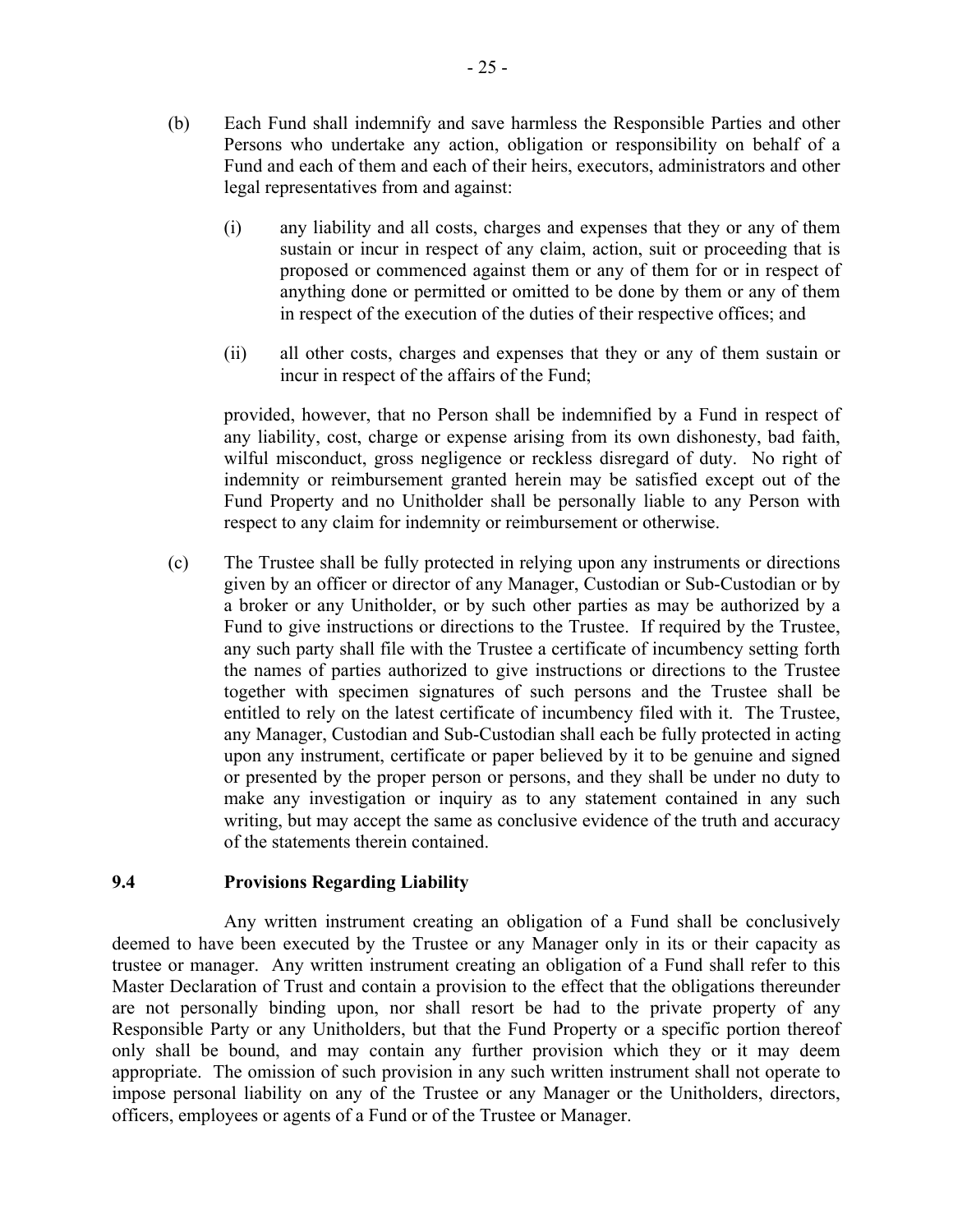(b) Each Fund shall indemnify and save harmless the Responsible Parties and other Persons who undertake any action, obligation or responsibility on behalf of a Fund and each of them and each of their heirs, executors, administrators and other legal representatives from and against:

(i) any liability and all costs, charges and expenses that they or any of them sustain or incur in respect of any claim, action, suit or proceeding that is proposed or commenced against them or any of them for or in respect of anything done or permitted or omitted to be done by them or any of them in respect of the execution of the duties of their respective offices; and

(ii) all other costs, charges and expenses that they or any of them sustain or incur in respect of the affairs of the Fund;

provided, however, that no Person shall be indemnified by a Fund in respect of any liability, cost, charge or expense arising from its own dishonesty, bad faith, wilful misconduct, gross negligence or reckless disregard of duty. No right of indemnity or reimbursement granted herein may be satisfied except out of the Fund Property and no Unitholder shall be personally liable to any Person with respect to any claim for indemnity or reimbursement or otherwise.

(c) The Trustee shall be fully protected in relying upon any instruments or directions given by an officer or director of any Manager, Custodian or Sub-Custodian or by a broker or any Unitholder, or by such other parties as may be authorized by a Fund to give instructions or directions to the Trustee. If required by the Trustee, any such party shall file with the Trustee a certificate of incumbency setting forth the names of parties authorized to give instructions or directions to the Trustee together with specimen signatures of such persons and the Trustee shall be entitled to rely on the latest certificate of incumbency filed with it. The Trustee, any Manager, Custodian and Sub-Custodian shall each be fully protected in acting upon any instrument, certificate or paper believed by it to be genuine and signed or presented by the proper person or persons, and they shall be under no duty to make any investigation or inquiry as to any statement contained in any such writing, but may accept the same as conclusive evidence of the truth and accuracy of the statements therein contained.

### 9.4 Provisions Regarding Liability

Any written instrument creating an obligation of a Fund shall be conclusively deemed to have been executed by the Trustee or any Manager only in its or their capacity as trustee or manager. Any written instrument creating an obligation of a Fund shall refer to this Master Declaration of Trust and contain a provision to the effect that the obligations thereunder are not personally binding upon, nor shall resort be had to the private property of any Responsible Party or any Unitholders, but that the Fund Property or a specific portion thereof only shall be bound, and may contain any further provision which they or it may deem appropriate. The omission of such provision in any such written instrument shall not operate to impose personal liability on any of the Trustee or any Manager or the Unitholders, directors, officers, employees or agents of a Fund or of the Trustee or Manager.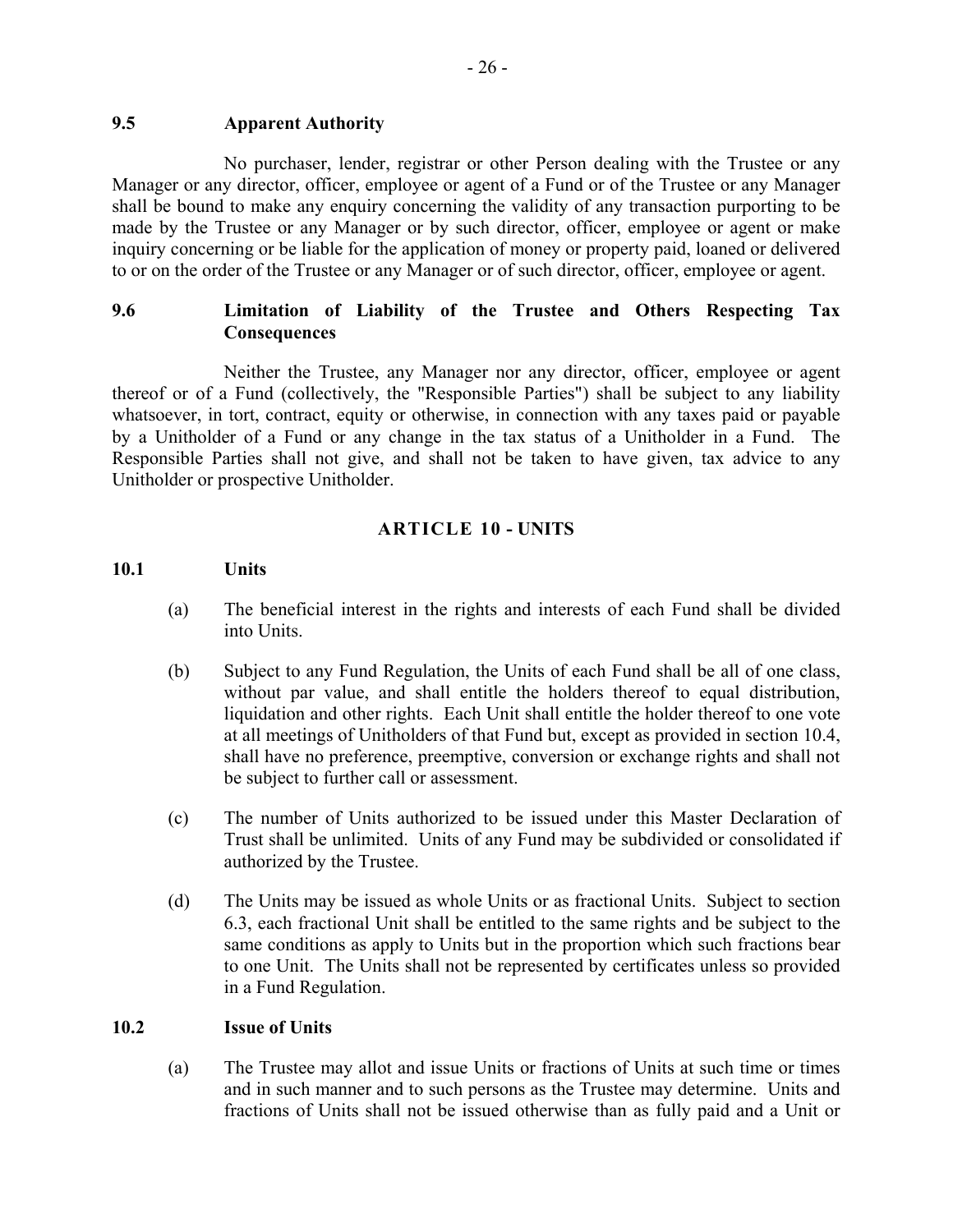### 9.5 Apparent Authority

No purchaser, lender, registrar or other Person dealing with the Trustee or any Manager or any director, officer, employee or agent of a Fund or of the Trustee or any Manager shall be bound to make any enquiry concerning the validity of any transaction purporting to be made by the Trustee or any Manager or by such director, officer, employee or agent or make inquiry concerning or be liable for the application of money or property paid, loaned or delivered to or on the order of the Trustee or any Manager or of such director, officer, employee or agent.

### 9.6 Limitation of Liability of the Trustee and Others Respecting Tax Consequences

Neither the Trustee, any Manager nor any director, officer, employee or agent thereof or of a Fund (collectively, the "Responsible Parties") shall be subject to any liability whatsoever, in tort, contract, equity or otherwise, in connection with any taxes paid or payable by a Unitholder of a Fund or any change in the tax status of a Unitholder in a Fund. The Responsible Parties shall not give, and shall not be taken to have given, tax advice to any Unitholder or prospective Unitholder.

## ARTICLE 10 - UNITS

### 10.1 Units

(a) The beneficial interest in the rights and interests of each Fund shall be divided into Units.

(b) Subject to any Fund Regulation, the Units of each Fund shall be all of one class, without par value, and shall entitle the holders thereof to equal distribution, liquidation and other rights. Each Unit shall entitle the holder thereof to one vote at all meetings of Unitholders of that Fund but, except as provided in section 10.4, shall have no preference, preemptive, conversion or exchange rights and shall not be subject to further call or assessment.

(c) The number of Units authorized to be issued under this Master Declaration of Trust shall be unlimited. Units of any Fund may be subdivided or consolidated if authorized by the Trustee.

(d) The Units may be issued as whole Units or as fractional Units. Subject to section 6.3, each fractional Unit shall be entitled to the same rights and be subject to the same conditions as apply to Units but in the proportion which such fractions bear to one Unit. The Units shall not be represented by certificates unless so provided in a Fund Regulation.

### 10.2 Issue of Units

(a) The Trustee may allot and issue Units or fractions of Units at such time or times and in such manner and to such persons as the Trustee may determine. Units and fractions of Units shall not be issued otherwise than as fully paid and a Unit or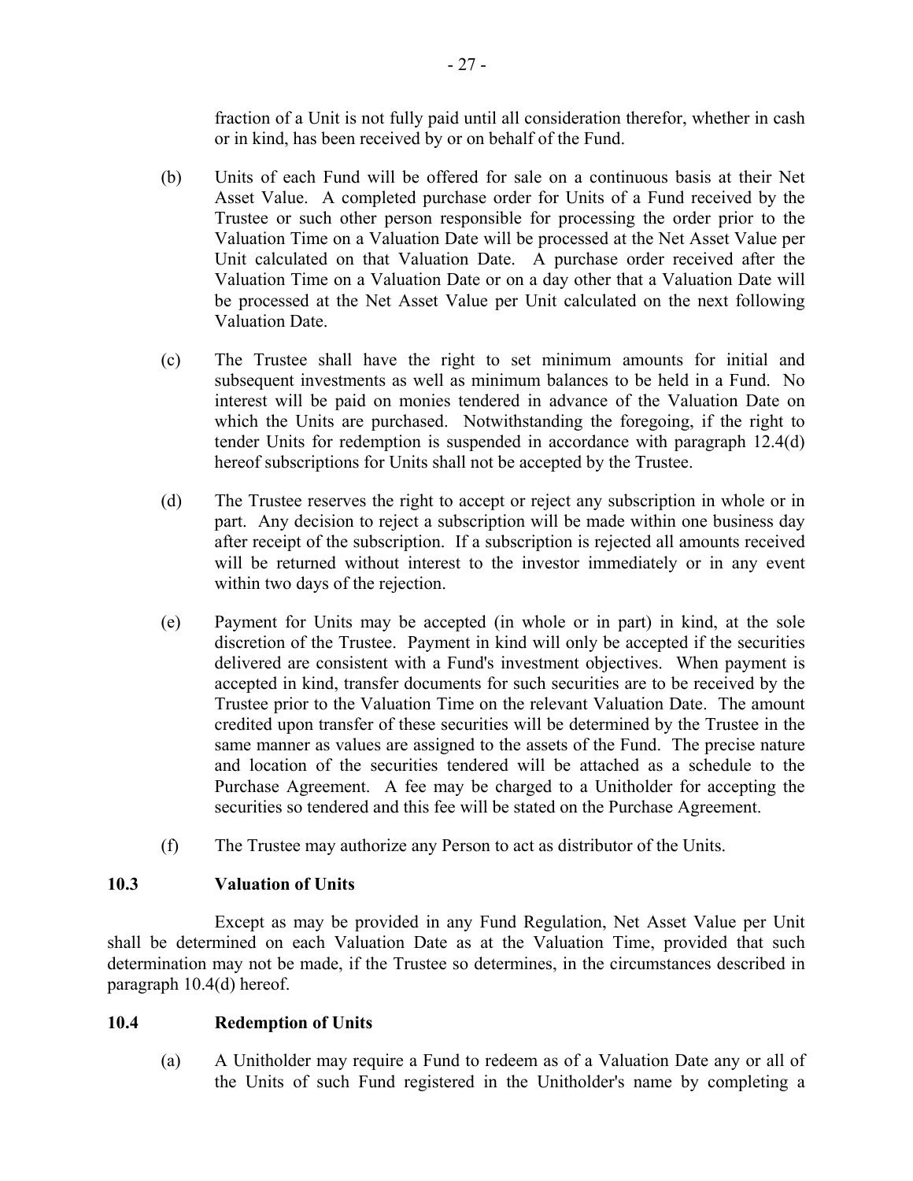fraction of a Unit is not fully paid until all consideration therefor, whether in cash or in kind, has been received by or on behalf of the Fund.

(b) Units of each Fund will be offered for sale on a continuous basis at their Net Asset Value. A completed purchase order for Units of a Fund received by the Trustee or such other person responsible for processing the order prior to the Valuation Time on a Valuation Date will be processed at the Net Asset Value per Unit calculated on that Valuation Date. A purchase order received after the Valuation Time on a Valuation Date or on a day other that a Valuation Date will be processed at the Net Asset Value per Unit calculated on the next following Valuation Date.

(c) The Trustee shall have the right to set minimum amounts for initial and subsequent investments as well as minimum balances to be held in a Fund. No interest will be paid on monies tendered in advance of the Valuation Date on which the Units are purchased. Notwithstanding the foregoing, if the right to tender Units for redemption is suspended in accordance with paragraph 12.4(d) hereof subscriptions for Units shall not be accepted by the Trustee.

(d) The Trustee reserves the right to accept or reject any subscription in whole or in part. Any decision to reject a subscription will be made within one business day after receipt of the subscription. If a subscription is rejected all amounts received will be returned without interest to the investor immediately or in any event within two days of the rejection.

(e) Payment for Units may be accepted (in whole or in part) in kind, at the sole discretion of the Trustee. Payment in kind will only be accepted if the securities delivered are consistent with a Fund's investment objectives. When payment is accepted in kind, transfer documents for such securities are to be received by the Trustee prior to the Valuation Time on the relevant Valuation Date. The amount credited upon transfer of these securities will be determined by the Trustee in the same manner as values are assigned to the assets of the Fund. The precise nature and location of the securities tendered will be attached as a schedule to the Purchase Agreement. A fee may be charged to a Unitholder for accepting the securities so tendered and this fee will be stated on the Purchase Agreement.

(f) The Trustee may authorize any Person to act as distributor of the Units.

### 10.3 Valuation of Units

Except as may be provided in any Fund Regulation, Net Asset Value per Unit shall be determined on each Valuation Date as at the Valuation Time, provided that such determination may not be made, if the Trustee so determines, in the circumstances described in paragraph 10.4(d) hereof.

### 10.4 Redemption of Units

(a) A Unitholder may require a Fund to redeem as of a Valuation Date any or all of the Units of such Fund registered in the Unitholder's name by completing a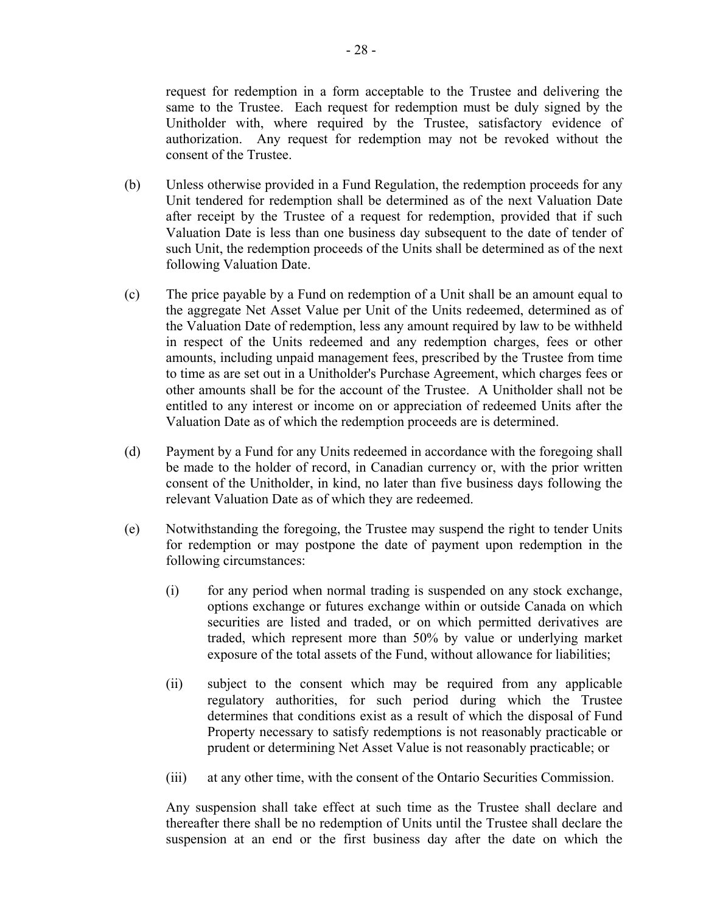request for redemption in a form acceptable to the Trustee and delivering the same to the Trustee. Each request for redemption must be duly signed by the Unitholder with, where required by the Trustee, satisfactory evidence of authorization. Any request for redemption may not be revoked without the consent of the Trustee.

(b) Unless otherwise provided in a Fund Regulation, the redemption proceeds for any Unit tendered for redemption shall be determined as of the next Valuation Date after receipt by the Trustee of a request for redemption, provided that if such Valuation Date is less than one business day subsequent to the date of tender of such Unit, the redemption proceeds of the Units shall be determined as of the next following Valuation Date.

(c) The price payable by a Fund on redemption of a Unit shall be an amount equal to the aggregate Net Asset Value per Unit of the Units redeemed, determined as of the Valuation Date of redemption, less any amount required by law to be withheld in respect of the Units redeemed and any redemption charges, fees or other amounts, including unpaid management fees, prescribed by the Trustee from time to time as are set out in a Unitholder's Purchase Agreement, which charges fees or other amounts shall be for the account of the Trustee. A Unitholder shall not be entitled to any interest or income on or appreciation of redeemed Units after the Valuation Date as of which the redemption proceeds are is determined.

(d) Payment by a Fund for any Units redeemed in accordance with the foregoing shall be made to the holder of record, in Canadian currency or, with the prior written consent of the Unitholder, in kind, no later than five business days following the relevant Valuation Date as of which they are redeemed.

(e) Notwithstanding the foregoing, the Trustee may suspend the right to tender Units for redemption or may postpone the date of payment upon redemption in the following circumstances:

   (i) for any period when normal trading is suspended on any stock exchange, options exchange or futures exchange within or outside Canada on which securities are listed and traded, or on which permitted derivatives are traded, which represent more than 50% by value or underlying market exposure of the total assets of the Fund, without allowance for liabilities;

   (ii) subject to the consent which may be required from any applicable regulatory authorities, for such period during which the Trustee determines that conditions exist as a result of which the disposal of Fund Property necessary to satisfy redemptions is not reasonably practicable or prudent or determining Net Asset Value is not reasonably practicable; or

   (iii) at any other time, with the consent of the Ontario Securities Commission.

Any suspension shall take effect at such time as the Trustee shall declare and thereafter there shall be no redemption of Units until the Trustee shall declare the suspension at an end or the first business day after the date on which the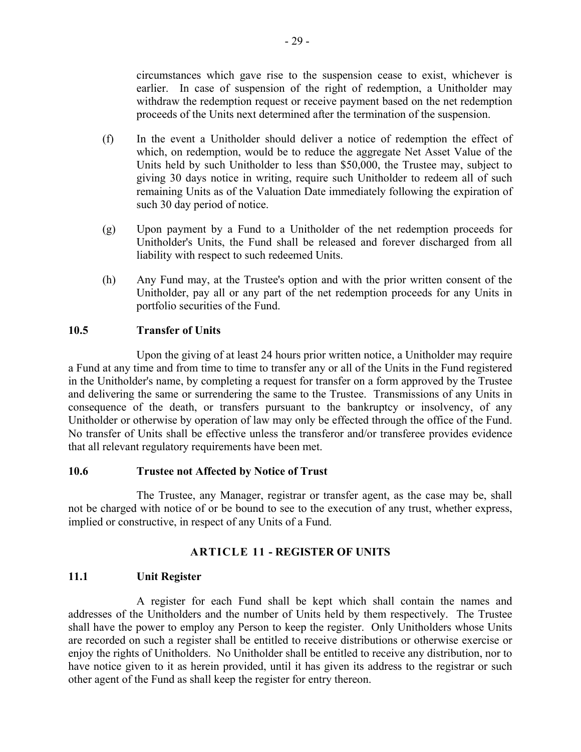circumstances which gave rise to the suspension cease to exist, whichever is earlier. In case of suspension of the right of redemption, a Unitholder may withdraw the redemption request or receive payment based on the net redemption proceeds of the Units next determined after the termination of the suspension.

(f) In the event a Unitholder should deliver a notice of redemption the effect of which, on redemption, would be to reduce the aggregate Net Asset Value of the Units held by such Unitholder to less than $50,000, the Trustee may, subject to giving 30 days notice in writing, require such Unitholder to redeem all of such remaining Units as of the Valuation Date immediately following the expiration of such 30 day period of notice.

(g) Upon payment by a Fund to a Unitholder of the net redemption proceeds for Unitholder's Units, the Fund shall be released and forever discharged from all liability with respect to such redeemed Units.

(h) Any Fund may, at the Trustee's option and with the prior written consent of the Unitholder, pay all or any part of the net redemption proceeds for any Units in portfolio securities of the Fund.

### 10.5 Transfer of Units

Upon the giving of at least 24 hours prior written notice, a Unitholder may require a Fund at any time and from time to time to transfer any or all of the Units in the Fund registered in the Unitholder's name, by completing a request for transfer on a form approved by the Trustee and delivering the same or surrendering the same to the Trustee. Transmissions of any Units in consequence of the death, or transfers pursuant to the bankruptcy or insolvency, of any Unitholder or otherwise by operation of law may only be effected through the office of the Fund. No transfer of Units shall be effective unless the transferor and/or transferee provides evidence that all relevant regulatory requirements have been met.

### 10.6 Trustee not Affected by Notice of Trust

The Trustee, any Manager, registrar or transfer agent, as the case may be, shall not be charged with notice of or be bound to see to the execution of any trust, whether express, implied or constructive, in respect of any Units of a Fund.

## ARTICLE 11 - REGISTER OF UNITS

### 11.1 Unit Register

A register for each Fund shall be kept which shall contain the names and addresses of the Unitholders and the number of Units held by them respectively. The Trustee shall have the power to employ any Person to keep the register. Only Unitholders whose Units are recorded on such a register shall be entitled to receive distributions or otherwise exercise or enjoy the rights of Unitholders. No Unitholder shall be entitled to receive any distribution, nor to have notice given to it as herein provided, until it has given its address to the registrar or such other agent of the Fund as shall keep the register for entry thereon.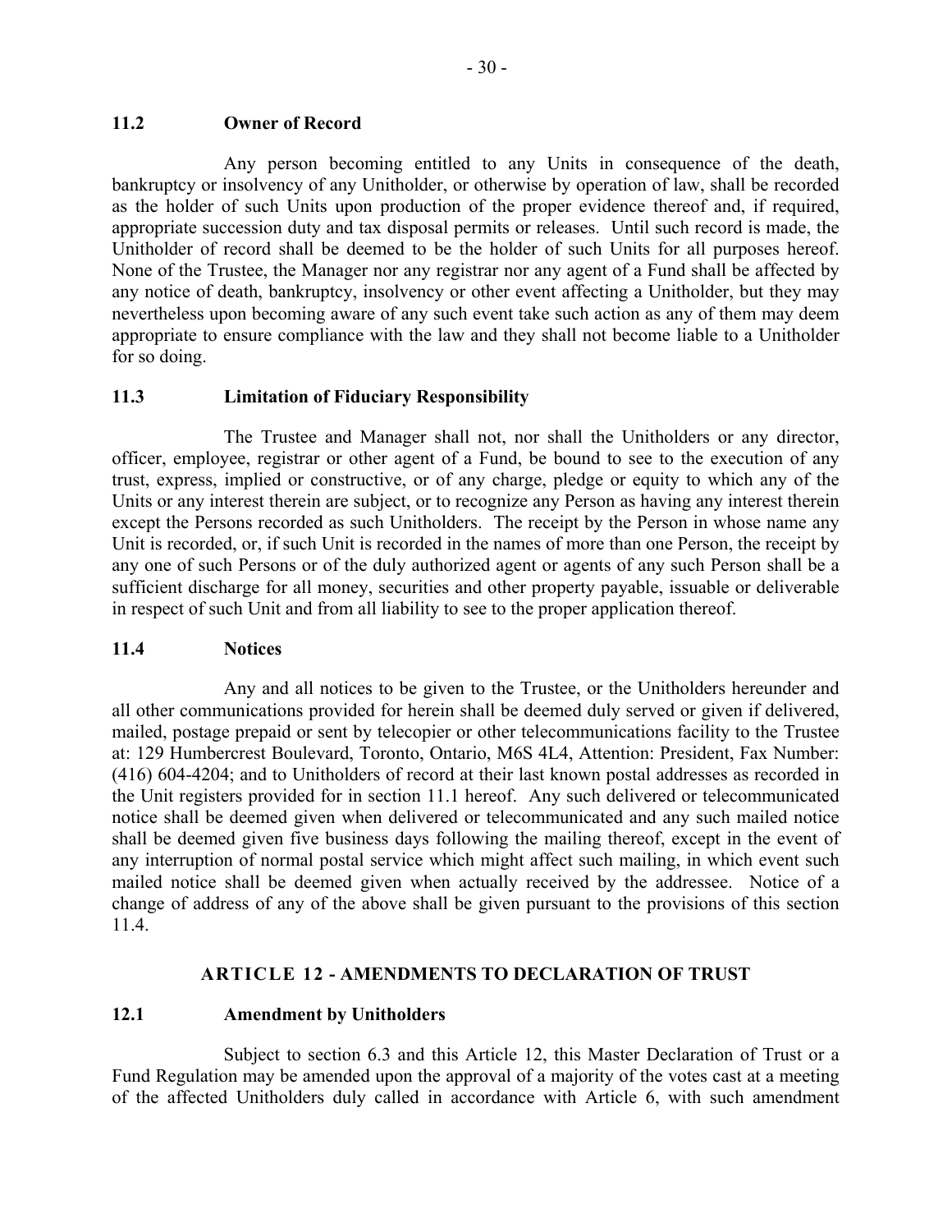### 11.2 Owner of Record

Any person becoming entitled to any Units in consequence of the death, bankruptcy or insolvency of any Unitholder, or otherwise by operation of law, shall be recorded as the holder of such Units upon production of the proper evidence thereof and, if required, appropriate succession duty and tax disposal permits or releases. Until such record is made, the Unitholder of record shall be deemed to be the holder of such Units for all purposes hereof. None of the Trustee, the Manager nor any registrar nor any agent of a Fund shall be affected by any notice of death, bankruptcy, insolvency or other event affecting a Unitholder, but they may nevertheless upon becoming aware of any such event take such action as any of them may deem appropriate to ensure compliance with the law and they shall not become liable to a Unitholder for so doing.

### 11.3 Limitation of Fiduciary Responsibility

The Trustee and Manager shall not, nor shall the Unitholders or any director, officer, employee, registrar or other agent of a Fund, be bound to see to the execution of any trust, express, implied or constructive, or of any charge, pledge or equity to which any of the Units or any interest therein are subject, or to recognize any Person as having any interest therein except the Persons recorded as such Unitholders. The receipt by the Person in whose name any Unit is recorded, or, if such Unit is recorded in the names of more than one Person, the receipt by any one of such Persons or of the duly authorized agent or agents of any such Person shall be a sufficient discharge for all money, securities and other property payable, issuable or deliverable in respect of such Unit and from all liability to see to the proper application thereof.

### 11.4 Notices

Any and all notices to be given to the Trustee, or the Unitholders hereunder and all other communications provided for herein shall be deemed duly served or given if delivered, mailed, postage prepaid or sent by telecopier or other telecommunications facility to the Trustee at: 129 Humbercrest Boulevard, Toronto, Ontario, M6S 4L4, Attention: President, Fax Number: (416) 604-4204; and to Unitholders of record at their last known postal addresses as recorded in the Unit registers provided for in section 11.1 hereof. Any such delivered or telecommunicated notice shall be deemed given when delivered or telecommunicated and any such mailed notice shall be deemed given five business days following the mailing thereof, except in the event of any interruption of normal postal service which might affect such mailing, in which event such mailed notice shall be deemed given when actually received by the addressee. Notice of a change of address of any of the above shall be given pursuant to the provisions of this section 11.4.

## ARTICLE 12 - AMENDMENTS TO DECLARATION OF TRUST

### 12.1 Amendment by Unitholders

Subject to section 6.3 and this Article 12, this Master Declaration of Trust or a Fund Regulation may be amended upon the approval of a majority of the votes cast at a meeting of the affected Unitholders duly called in accordance with Article 6, with such amendment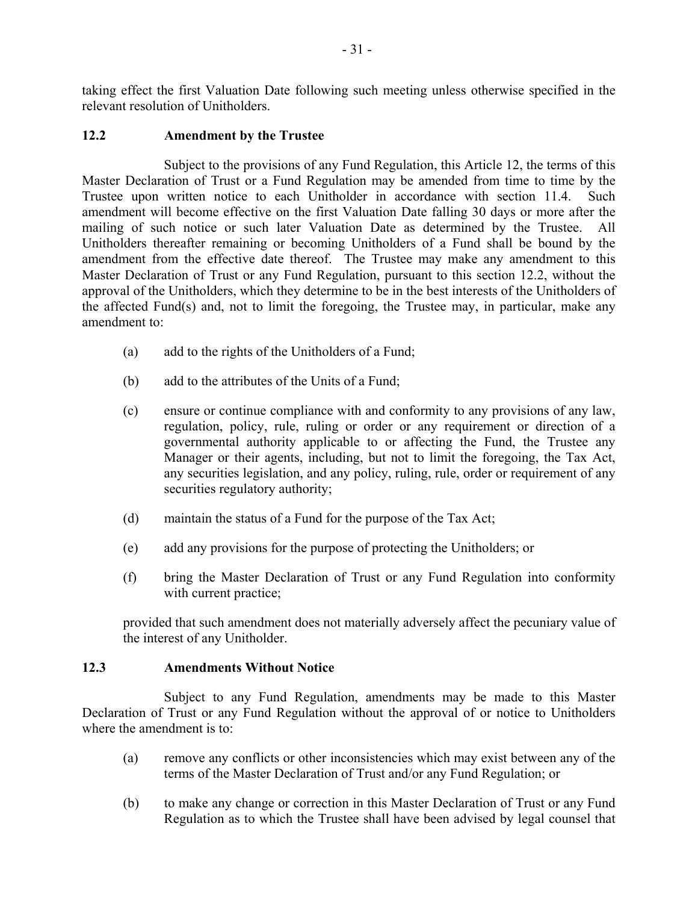taking effect the first Valuation Date following such meeting unless otherwise specified in the relevant resolution of Unitholders.

### 12.2 Amendment by the Trustee

Subject to the provisions of any Fund Regulation, this Article 12, the terms of this Master Declaration of Trust or a Fund Regulation may be amended from time to time by the Trustee upon written notice to each Unitholder in accordance with section 11.4. Such amendment will become effective on the first Valuation Date falling 30 days or more after the mailing of such notice or such later Valuation Date as determined by the Trustee. All Unitholders thereafter remaining or becoming Unitholders of a Fund shall be bound by the amendment from the effective date thereof. The Trustee may make any amendment to this Master Declaration of Trust or any Fund Regulation, pursuant to this section 12.2, without the approval of the Unitholders, which they determine to be in the best interests of the Unitholders of the affected Fund(s) and, not to limit the foregoing, the Trustee may, in particular, make any amendment to:

(a) add to the rights of the Unitholders of a Fund;

(b) add to the attributes of the Units of a Fund;

(c) ensure or continue compliance with and conformity to any provisions of any law, regulation, policy, rule, ruling or order or any requirement or direction of a governmental authority applicable to or affecting the Fund, the Trustee any Manager or their agents, including, but not to limit the foregoing, the Tax Act, any securities legislation, and any policy, ruling, rule, order or requirement of any securities regulatory authority;

(d) maintain the status of a Fund for the purpose of the Tax Act;

(e) add any provisions for the purpose of protecting the Unitholders; or

(f) bring the Master Declaration of Trust or any Fund Regulation into conformity with current practice;

provided that such amendment does not materially adversely affect the pecuniary value of the interest of any Unitholder.

### 12.3 Amendments Without Notice

Subject to any Fund Regulation, amendments may be made to this Master Declaration of Trust or any Fund Regulation without the approval of or notice to Unitholders where the amendment is to:

(a) remove any conflicts or other inconsistencies which may exist between any of the terms of the Master Declaration of Trust and/or any Fund Regulation; or

(b) to make any change or correction in this Master Declaration of Trust or any Fund Regulation as to which the Trustee shall have been advised by legal counsel that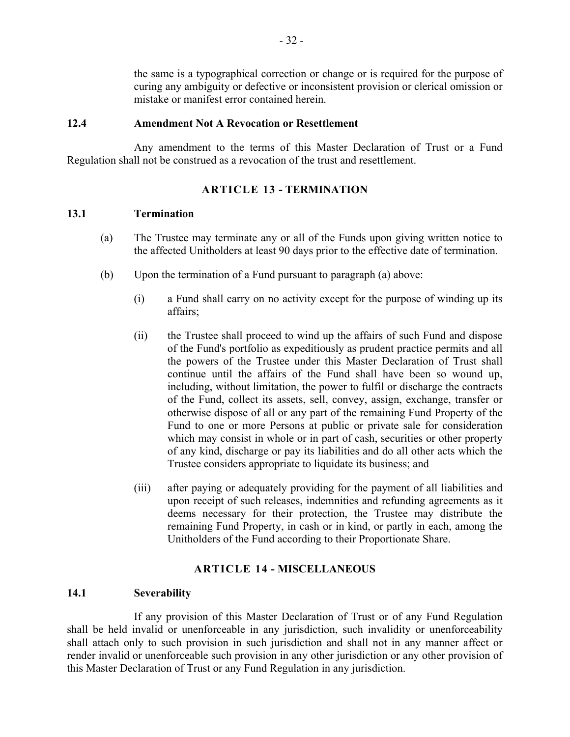the same is a typographical correction or change or is required for the purpose of curing any ambiguity or defective or inconsistent provision or clerical omission or mistake or manifest error contained herein.

### 12.4 Amendment Not A Revocation or Resettlement

Any amendment to the terms of this Master Declaration of Trust or a Fund Regulation shall not be construed as a revocation of the trust and resettlement.

## ARTICLE 13 - TERMINATION

### 13.1 Termination

(a) The Trustee may terminate any or all of the Funds upon giving written notice to the affected Unitholders at least 90 days prior to the effective date of termination.

(b) Upon the termination of a Fund pursuant to paragraph (a) above:

(i) a Fund shall carry on no activity except for the purpose of winding up its affairs;

(ii) the Trustee shall proceed to wind up the affairs of such Fund and dispose of the Fund's portfolio as expeditiously as prudent practice permits and all the powers of the Trustee under this Master Declaration of Trust shall continue until the affairs of the Fund shall have been so wound up, including, without limitation, the power to fulfil or discharge the contracts of the Fund, collect its assets, sell, convey, assign, exchange, transfer or otherwise dispose of all or any part of the remaining Fund Property of the Fund to one or more Persons at public or private sale for consideration which may consist in whole or in part of cash, securities or other property of any kind, discharge or pay its liabilities and do all other acts which the Trustee considers appropriate to liquidate its business; and

(iii) after paying or adequately providing for the payment of all liabilities and upon receipt of such releases, indemnities and refunding agreements as it deems necessary for their protection, the Trustee may distribute the remaining Fund Property, in cash or in kind, or partly in each, among the Unitholders of the Fund according to their Proportionate Share.

## ARTICLE 14 - MISCELLANEOUS

### 14.1 Severability

If any provision of this Master Declaration of Trust or of any Fund Regulation shall be held invalid or unenforceable in any jurisdiction, such invalidity or unenforceability shall attach only to such provision in such jurisdiction and shall not in any manner affect or render invalid or unenforceable such provision in any other jurisdiction or any other provision of this Master Declaration of Trust or any Fund Regulation in any jurisdiction.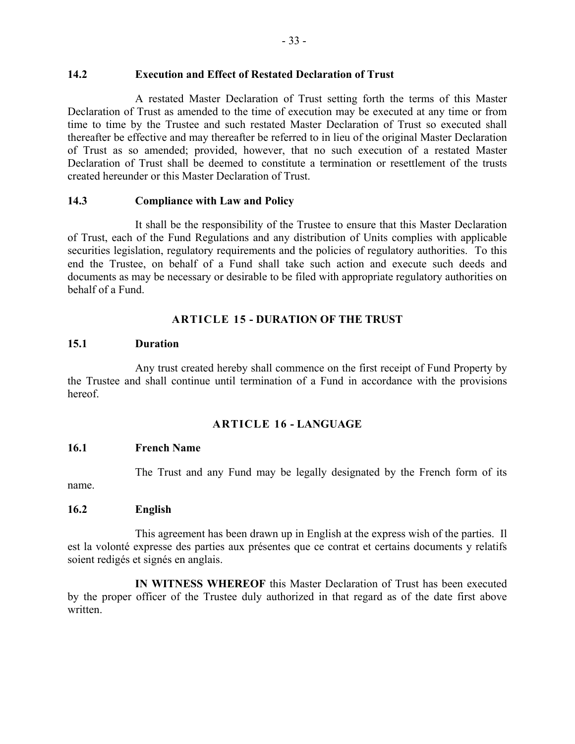### 14.2 Execution and Effect of Restated Declaration of Trust

A restated Master Declaration of Trust setting forth the terms of this Master Declaration of Trust as amended to the time of execution may be executed at any time or from time to time by the Trustee and such restated Master Declaration of Trust so executed shall thereafter be effective and may thereafter be referred to in lieu of the original Master Declaration of Trust as so amended; provided, however, that no such execution of a restated Master Declaration of Trust shall be deemed to constitute a termination or resettlement of the trusts created hereunder or this Master Declaration of Trust.

### 14.3 Compliance with Law and Policy

It shall be the responsibility of the Trustee to ensure that this Master Declaration of Trust, each of the Fund Regulations and any distribution of Units complies with applicable securities legislation, regulatory requirements and the policies of regulatory authorities. To this end the Trustee, on behalf of a Fund shall take such action and execute such deeds and documents as may be necessary or desirable to be filed with appropriate regulatory authorities on behalf of a Fund.

## ARTICLE 15 - DURATION OF THE TRUST

### 15.1 Duration

Any trust created hereby shall commence on the first receipt of Fund Property by the Trustee and shall continue until termination of a Fund in accordance with the provisions hereof.

## ARTICLE 16 - LANGUAGE

### 16.1 French Name

The Trust and any Fund may be legally designated by the French form of its name.

### 16.2 English

This agreement has been drawn up in English at the express wish of the parties. Il est la volonté expresse des parties aux présentes que ce contrat et certains documents y relatifs soient redigés et signés en anglais.

**IN WITNESS WHEREOF** this Master Declaration of Trust has been executed by the proper officer of the Trustee duly authorized in that regard as of the date first above written.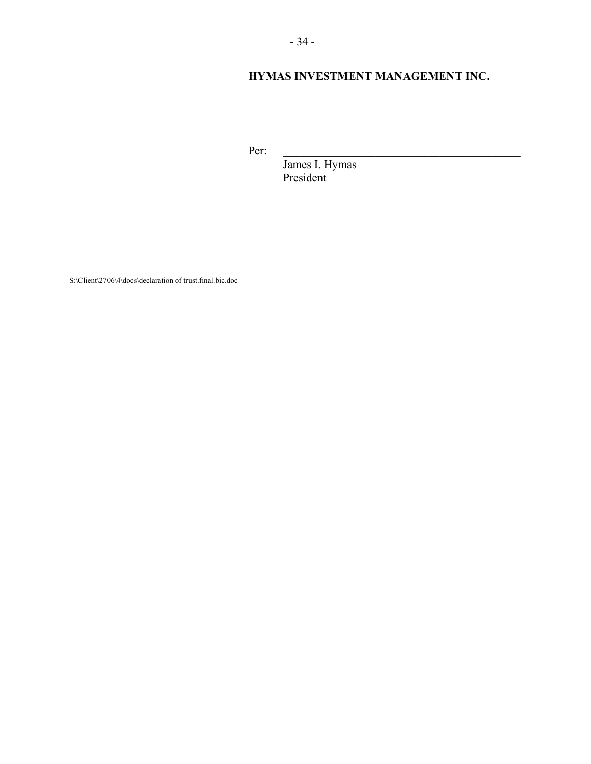**HYMAS INVESTMENT MANAGEMENT INC.**

Per: \_\_\_\_\_\_\_\_\_\_\_\_\_\_\_\_\_\_\_\_\_\_\_\_\_\_\_\_\_\_\_\_\_\_\_\_\_\_\_\_\_

James I. Hymas
President

S:\Client\2706\4\docs\declaration of trust.final.bic.doc